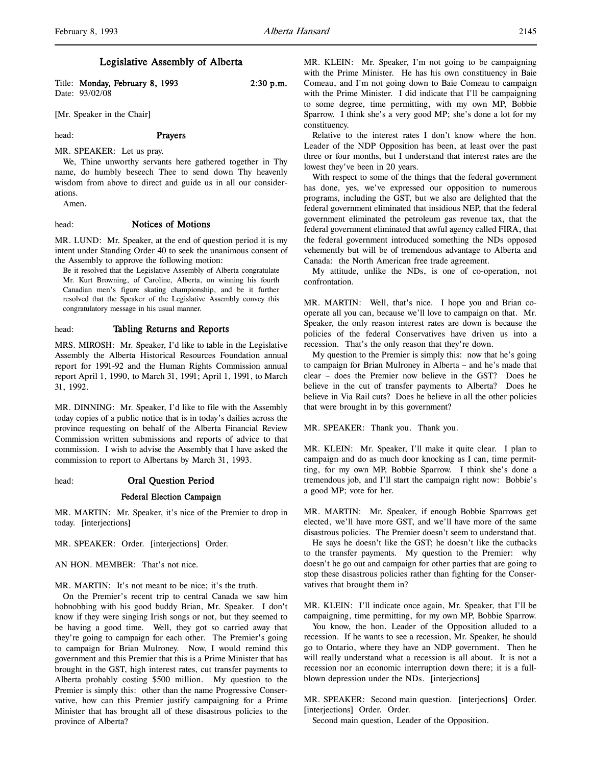# Legislative Assembly of Alberta

Title: **Monday, February 8, 1993** 2:30 p.m.
Date: 93/02/08

[Mr. Speaker in the Chair]

head: **Prayers**

MR. SPEAKER: Let us pray.

We, Thine unworthy servants here gathered together in Thy name, do humbly beseech Thee to send down Thy heavenly wisdom from above to direct and guide us in all our considerations.

Amen.

head: **Notices of Motions**

MR. LUND: Mr. Speaker, at the end of question period it is my intent under Standing Order 40 to seek the unanimous consent of the Assembly to approve the following motion:

> Be it resolved that the Legislative Assembly of Alberta congratulate Mr. Kurt Browning, of Caroline, Alberta, on winning his fourth Canadian men's figure skating championship, and be it further resolved that the Speaker of the Legislative Assembly convey this congratulatory message in his usual manner.

head: **Tabling Returns and Reports**

MRS. MIROSH: Mr. Speaker, I'd like to table in the Legislative Assembly the Alberta Historical Resources Foundation annual report for 1991-92 and the Human Rights Commission annual report April 1, 1990, to March 31, 1991; April 1, 1991, to March 31, 1992.

MR. DINNING: Mr. Speaker, I'd like to file with the Assembly today copies of a public notice that is in today's dailies across the province requesting on behalf of the Alberta Financial Review Commission written submissions and reports of advice to that commission. I wish to advise the Assembly that I have asked the commission to report to Albertans by March 31, 1993.

head: **Oral Question Period**

### Federal Election Campaign

MR. MARTIN: Mr. Speaker, it's nice of the Premier to drop in today. [interjections]

MR. SPEAKER: Order. [interjections] Order.

AN HON. MEMBER: That's not nice.

MR. MARTIN: It's not meant to be nice; it's the truth.

On the Premier's recent trip to central Canada we saw him hobnobbing with his good buddy Brian, Mr. Speaker. I don't know if they were singing Irish songs or not, but they seemed to be having a good time. Well, they got so carried away that they're going to campaign for each other. The Premier's going to campaign for Brian Mulroney. Now, I would remind this government and this Premier that this is a Prime Minister that has brought in the GST, high interest rates, cut transfer payments to Alberta probably costing $500 million. My question to the Premier is simply this: other than the name Progressive Conservative, how can this Premier justify campaigning for a Prime Minister that has brought all of these disastrous policies to the province of Alberta?

MR. KLEIN: Mr. Speaker, I'm not going to be campaigning with the Prime Minister. He has his own constituency in Baie Comeau, and I'm not going down to Baie Comeau to campaign with the Prime Minister. I did indicate that I'll be campaigning to some degree, time permitting, with my own MP, Bobbie Sparrow. I think she's a very good MP; she's done a lot for my constituency.

Relative to the interest rates I don't know where the hon. Leader of the NDP Opposition has been, at least over the past three or four months, but I understand that interest rates are the lowest they've been in 20 years.

With respect to some of the things that the federal government has done, yes, we've expressed our opposition to numerous programs, including the GST, but we also are delighted that the federal government eliminated that insidious NEP, that the federal government eliminated the petroleum gas revenue tax, that the federal government eliminated that awful agency called FIRA, that the federal government introduced something the NDs opposed vehemently but will be of tremendous advantage to Alberta and Canada: the North American free trade agreement.

My attitude, unlike the NDs, is one of co-operation, not confrontation.

MR. MARTIN: Well, that's nice. I hope you and Brian cooperate all you can, because we'll love to campaign on that. Mr. Speaker, the only reason interest rates are down is because the policies of the federal Conservatives have driven us into a recession. That's the only reason that they're down.

My question to the Premier is simply this: now that he's going to campaign for Brian Mulroney in Alberta – and he's made that clear – does the Premier now believe in the GST? Does he believe in the cut of transfer payments to Alberta? Does he believe in Via Rail cuts? Does he believe in all the other policies that were brought in by this government?

MR. SPEAKER: Thank you. Thank you.

MR. KLEIN: Mr. Speaker, I'll make it quite clear. I plan to campaign and do as much door knocking as I can, time permitting, for my own MP, Bobbie Sparrow. I think she's done a tremendous job, and I'll start the campaign right now: Bobbie's a good MP; vote for her.

MR. MARTIN: Mr. Speaker, if enough Bobbie Sparrows get elected, we'll have more GST, and we'll have more of the same disastrous policies. The Premier doesn't seem to understand that.

He says he doesn't like the GST; he doesn't like the cutbacks to the transfer payments. My question to the Premier: why doesn't he go out and campaign for other parties that are going to stop these disastrous policies rather than fighting for the Conservatives that brought them in?

MR. KLEIN: I'll indicate once again, Mr. Speaker, that I'll be campaigning, time permitting, for my own MP, Bobbie Sparrow.

You know, the hon. Leader of the Opposition alluded to a recession. If he wants to see a recession, Mr. Speaker, he should go to Ontario, where they have an NDP government. Then he will really understand what a recession is all about. It is not a recession nor an economic interruption down there; it is a full-blown depression under the NDs. [interjections]

MR. SPEAKER: Second main question. [interjections] Order. [interjections] Order. Order.

Second main question, Leader of the Opposition.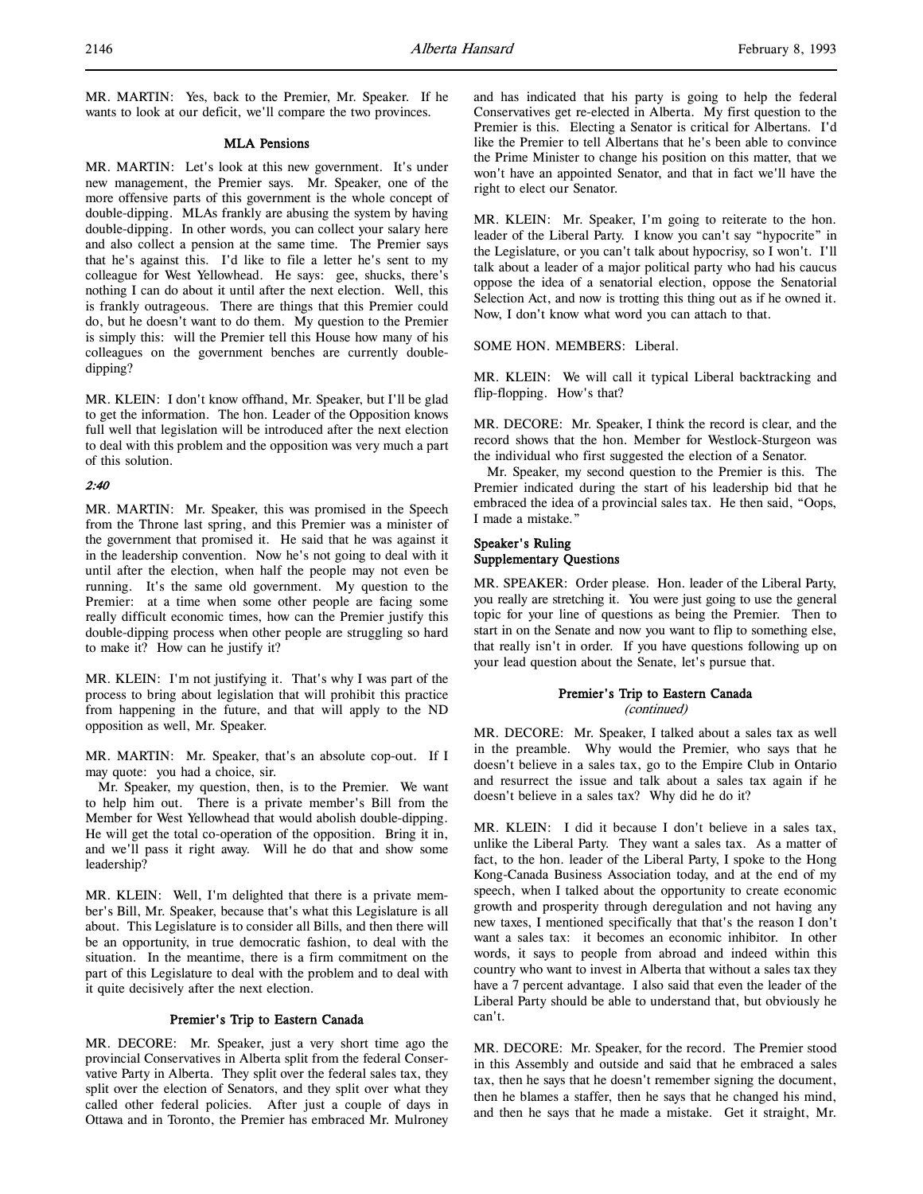MR. MARTIN: Yes, back to the Premier, Mr. Speaker. If he wants to look at our deficit, we'll compare the two provinces.

### MLA Pensions

MR. MARTIN: Let's look at this new government. It's under new management, the Premier says. Mr. Speaker, one of the more offensive parts of this government is the whole concept of double-dipping. MLAs frankly are abusing the system by having double-dipping. In other words, you can collect your salary here and also collect a pension at the same time. The Premier says that he's against this. I'd like to file a letter he's sent to my colleague for West Yellowhead. He says: gee, shucks, there's nothing I can do about it until after the next election. Well, this is frankly outrageous. There are things that this Premier could do, but he doesn't want to do them. My question to the Premier is simply this: will the Premier tell this House how many of his colleagues on the government benches are currently double-dipping?

MR. KLEIN: I don't know offhand, Mr. Speaker, but I'll be glad to get the information. The hon. Leader of the Opposition knows full well that legislation will be introduced after the next election to deal with this problem and the opposition was very much a part of this solution.

*2:40*

MR. MARTIN: Mr. Speaker, this was promised in the Speech from the Throne last spring, and this Premier was a minister of the government that promised it. He said that he was against it in the leadership convention. Now he's not going to deal with it until after the election, when half the people may not even be running. It's the same old government. My question to the Premier: at a time when some other people are facing some really difficult economic times, how can the Premier justify this double-dipping process when other people are struggling so hard to make it? How can he justify it?

MR. KLEIN: I'm not justifying it. That's why I was part of the process to bring about legislation that will prohibit this practice from happening in the future, and that will apply to the ND opposition as well, Mr. Speaker.

MR. MARTIN: Mr. Speaker, that's an absolute cop-out. If I may quote: you had a choice, sir.

Mr. Speaker, my question, then, is to the Premier. We want to help him out. There is a private member's Bill from the Member for West Yellowhead that would abolish double-dipping. He will get the total co-operation of the opposition. Bring it in, and we'll pass it right away. Will he do that and show some leadership?

MR. KLEIN: Well, I'm delighted that there is a private member's Bill, Mr. Speaker, because that's what this Legislature is all about. This Legislature is to consider all Bills, and then there will be an opportunity, in true democratic fashion, to deal with the situation. In the meantime, there is a firm commitment on the part of this Legislature to deal with the problem and to deal with it quite decisively after the next election.

### Premier's Trip to Eastern Canada

MR. DECORE: Mr. Speaker, just a very short time ago the provincial Conservatives in Alberta split from the federal Conservative Party in Alberta. They split over the federal sales tax, they split over the election of Senators, and they split over what they called other federal policies. After just a couple of days in Ottawa and in Toronto, the Premier has embraced Mr. Mulroney and has indicated that his party is going to help the federal Conservatives get re-elected in Alberta. My first question to the Premier is this. Electing a Senator is critical for Albertans. I'd like the Premier to tell Albertans that he's been able to convince the Prime Minister to change his position on this matter, that we won't have an appointed Senator, and that in fact we'll have the right to elect our Senator.

MR. KLEIN: Mr. Speaker, I'm going to reiterate to the hon. leader of the Liberal Party. I know you can't say "hypocrite" in the Legislature, or you can't talk about hypocrisy, so I won't. I'll talk about a leader of a major political party who had his caucus oppose the idea of a senatorial election, oppose the Senatorial Selection Act, and now is trotting this thing out as if he owned it. Now, I don't know what word you can attach to that.

SOME HON. MEMBERS: Liberal.

MR. KLEIN: We will call it typical Liberal backtracking and flip-flopping. How's that?

MR. DECORE: Mr. Speaker, I think the record is clear, and the record shows that the hon. Member for Westlock-Sturgeon was the individual who first suggested the election of a Senator.

Mr. Speaker, my second question to the Premier is this. The Premier indicated during the start of his leadership bid that he embraced the idea of a provincial sales tax. He then said, "Oops, I made a mistake."

### Speaker's Ruling
### Supplementary Questions

MR. SPEAKER: Order please. Hon. leader of the Liberal Party, you really are stretching it. You were just going to use the general topic for your line of questions as being the Premier. Then to start in on the Senate and now you want to flip to something else, that really isn't in order. If you have questions following up on your lead question about the Senate, let's pursue that.

### Premier's Trip to Eastern Canada
*(continued)*

MR. DECORE: Mr. Speaker, I talked about a sales tax as well in the preamble. Why would the Premier, who says that he doesn't believe in a sales tax, go to the Empire Club in Ontario and resurrect the issue and talk about a sales tax again if he doesn't believe in a sales tax? Why did he do it?

MR. KLEIN: I did it because I don't believe in a sales tax, unlike the Liberal Party. They want a sales tax. As a matter of fact, to the hon. leader of the Liberal Party, I spoke to the Hong Kong-Canada Business Association today, and at the end of my speech, when I talked about the opportunity to create economic growth and prosperity through deregulation and not having any new taxes, I mentioned specifically that that's the reason I don't want a sales tax: it becomes an economic inhibitor. In other words, it says to people from abroad and indeed within this country who want to invest in Alberta that without a sales tax they have a 7 percent advantage. I also said that even the leader of the Liberal Party should be able to understand that, but obviously he can't.

MR. DECORE: Mr. Speaker, for the record. The Premier stood in this Assembly and outside and said that he embraced a sales tax, then he says that he doesn't remember signing the document, then he blames a staffer, then he says that he changed his mind, and then he says that he made a mistake. Get it straight, Mr.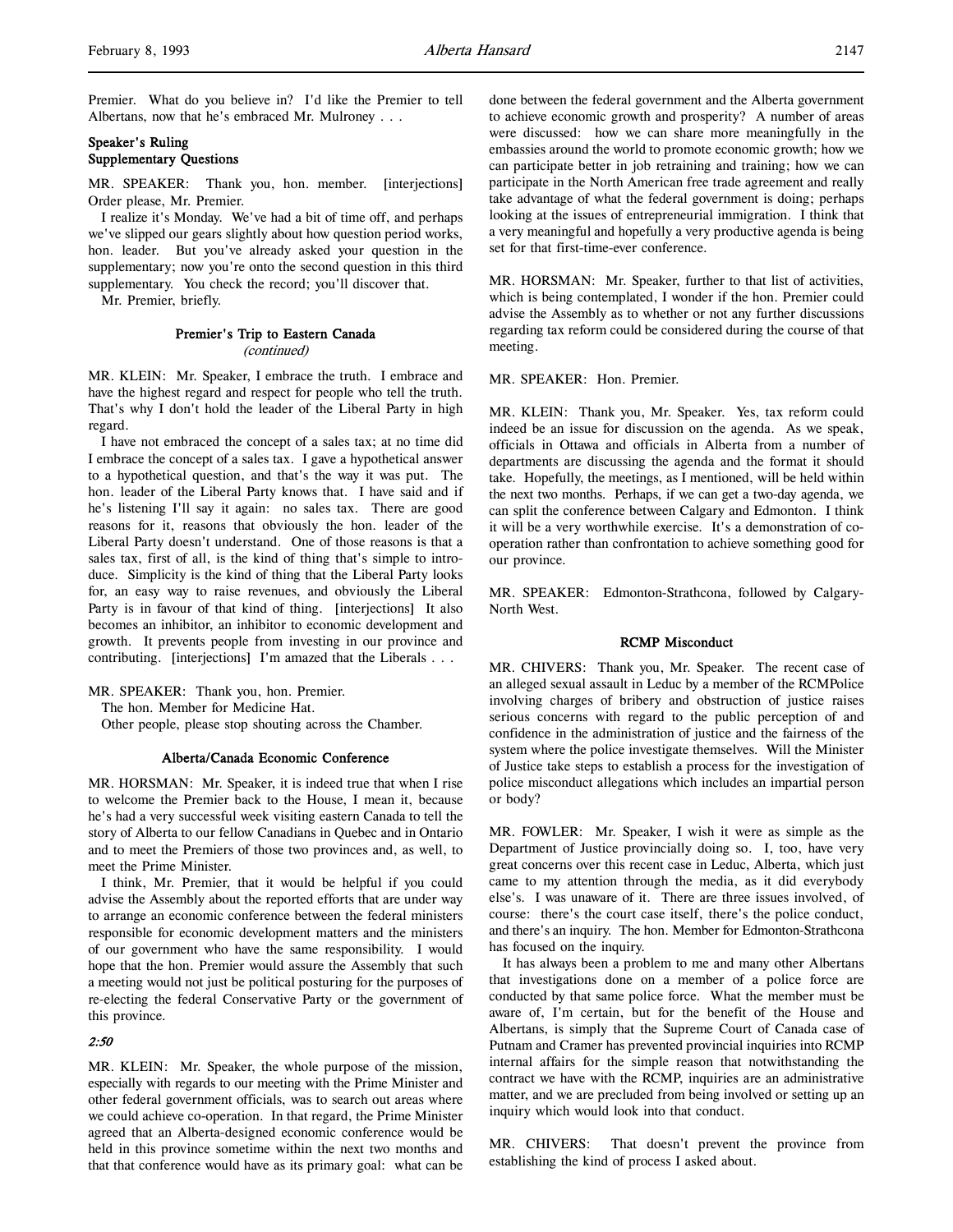Premier. What do you believe in? I'd like the Premier to tell Albertans, now that he's embraced Mr. Mulroney . . .

### Speaker's Ruling
### Supplementary Questions

MR. SPEAKER: Thank you, hon. member. [interjections] Order please, Mr. Premier.

I realize it's Monday. We've had a bit of time off, and perhaps we've slipped our gears slightly about how question period works, hon. leader. But you've already asked your question in the supplementary; now you're onto the second question in this third supplementary. You check the record; you'll discover that.

Mr. Premier, briefly.

### Premier's Trip to Eastern Canada
*(continued)*

MR. KLEIN: Mr. Speaker, I embrace the truth. I embrace and have the highest regard and respect for people who tell the truth. That's why I don't hold the leader of the Liberal Party in high regard.

I have not embraced the concept of a sales tax; at no time did I embrace the concept of a sales tax. I gave a hypothetical answer to a hypothetical question, and that's the way it was put. The hon. leader of the Liberal Party knows that. I have said and if he's listening I'll say it again: no sales tax. There are good reasons for it, reasons that obviously the hon. leader of the Liberal Party doesn't understand. One of those reasons is that a sales tax, first of all, is the kind of thing that's simple to introduce. Simplicity is the kind of thing that the Liberal Party looks for, an easy way to raise revenues, and obviously the Liberal Party is in favour of that kind of thing. [interjections] It also becomes an inhibitor, an inhibitor to economic development and growth. It prevents people from investing in our province and contributing. [interjections] I'm amazed that the Liberals . . .

MR. SPEAKER: Thank you, hon. Premier.

The hon. Member for Medicine Hat.

Other people, please stop shouting across the Chamber.

### Alberta/Canada Economic Conference

MR. HORSMAN: Mr. Speaker, it is indeed true that when I rise to welcome the Premier back to the House, I mean it, because he's had a very successful week visiting eastern Canada to tell the story of Alberta to our fellow Canadians in Quebec and in Ontario and to meet the Premiers of those two provinces and, as well, to meet the Prime Minister.

I think, Mr. Premier, that it would be helpful if you could advise the Assembly about the reported efforts that are under way to arrange an economic conference between the federal ministers responsible for economic development matters and the ministers of our government who have the same responsibility. I would hope that the hon. Premier would assure the Assembly that such a meeting would not just be political posturing for the purposes of re-electing the federal Conservative Party or the government of this province.

*2:50*

MR. KLEIN: Mr. Speaker, the whole purpose of the mission, especially with regards to our meeting with the Prime Minister and other federal government officials, was to search out areas where we could achieve co-operation. In that regard, the Prime Minister agreed that an Alberta-designed economic conference would be held in this province sometime within the next two months and that that conference would have as its primary goal: what can be done between the federal government and the Alberta government to achieve economic growth and prosperity? A number of areas were discussed: how we can share more meaningfully in the embassies around the world to promote economic growth; how we can participate better in job retraining and training; how we can participate in the North American free trade agreement and really take advantage of what the federal government is doing; perhaps looking at the issues of entrepreneurial immigration. I think that a very meaningful and hopefully a very productive agenda is being set for that first-time-ever conference.

MR. HORSMAN: Mr. Speaker, further to that list of activities, which is being contemplated, I wonder if the hon. Premier could advise the Assembly as to whether or not any further discussions regarding tax reform could be considered during the course of that meeting.

MR. SPEAKER: Hon. Premier.

MR. KLEIN: Thank you, Mr. Speaker. Yes, tax reform could indeed be an issue for discussion on the agenda. As we speak, officials in Ottawa and officials in Alberta from a number of departments are discussing the agenda and the format it should take. Hopefully, the meetings, as I mentioned, will be held within the next two months. Perhaps, if we can get a two-day agenda, we can split the conference between Calgary and Edmonton. I think it will be a very worthwhile exercise. It's a demonstration of co-operation rather than confrontation to achieve something good for our province.

MR. SPEAKER: Edmonton-Strathcona, followed by Calgary-North West.

### RCMP Misconduct

MR. CHIVERS: Thank you, Mr. Speaker. The recent case of an alleged sexual assault in Leduc by a member of the RCMPolice involving charges of bribery and obstruction of justice raises serious concerns with regard to the public perception of and confidence in the administration of justice and the fairness of the system where the police investigate themselves. Will the Minister of Justice take steps to establish a process for the investigation of police misconduct allegations which includes an impartial person or body?

MR. FOWLER: Mr. Speaker, I wish it were as simple as the Department of Justice provincially doing so. I, too, have very great concerns over this recent case in Leduc, Alberta, which just came to my attention through the media, as it did everybody else's. I was unaware of it. There are three issues involved, of course: there's the court case itself, there's the police conduct, and there's an inquiry. The hon. Member for Edmonton-Strathcona has focused on the inquiry.

It has always been a problem to me and many other Albertans that investigations done on a member of a police force are conducted by that same police force. What the member must be aware of, I'm certain, but for the benefit of the House and Albertans, is simply that the Supreme Court of Canada case of Putnam and Cramer has prevented provincial inquiries into RCMP internal affairs for the simple reason that notwithstanding the contract we have with the RCMP, inquiries are an administrative matter, and we are precluded from being involved or setting up an inquiry which would look into that conduct.

MR. CHIVERS: That doesn't prevent the province from establishing the kind of process I asked about.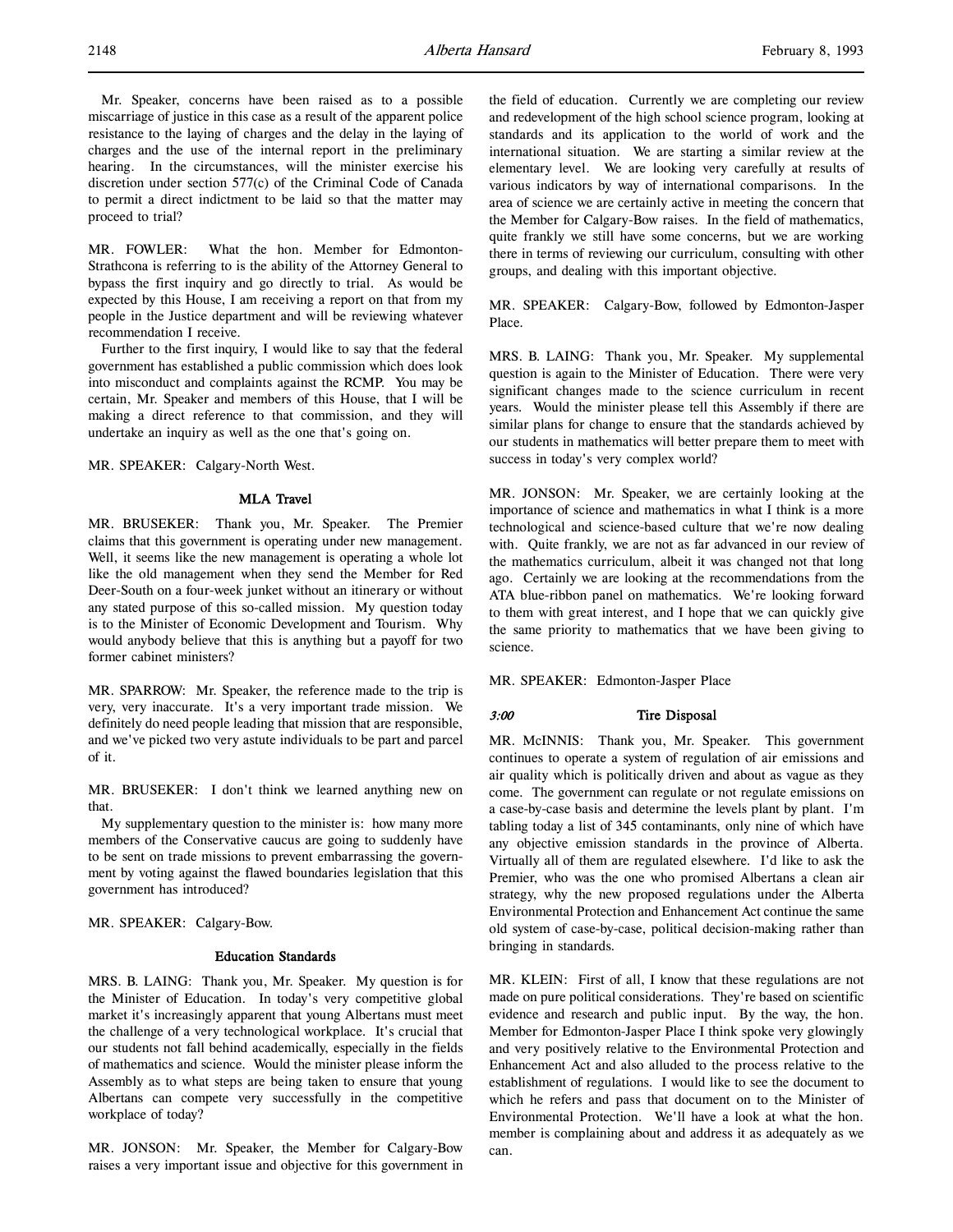Mr. Speaker, concerns have been raised as to a possible miscarriage of justice in this case as a result of the apparent police resistance to the laying of charges and the delay in the laying of charges and the use of the internal report in the preliminary hearing. In the circumstances, will the minister exercise his discretion under section 577(c) of the Criminal Code of Canada to permit a direct indictment to be laid so that the matter may proceed to trial?

MR. FOWLER: What the hon. Member for Edmonton-Strathcona is referring to is the ability of the Attorney General to bypass the first inquiry and go directly to trial. As would be expected by this House, I am receiving a report on that from my people in the Justice department and will be reviewing whatever recommendation I receive.

Further to the first inquiry, I would like to say that the federal government has established a public commission which does look into misconduct and complaints against the RCMP. You may be certain, Mr. Speaker and members of this House, that I will be making a direct reference to that commission, and they will undertake an inquiry as well as the one that's going on.

MR. SPEAKER: Calgary-North West.

## MLA Travel

MR. BRUSEKER: Thank you, Mr. Speaker. The Premier claims that this government is operating under new management. Well, it seems like the new management is operating a whole lot like the old management when they send the Member for Red Deer-South on a four-week junket without an itinerary or without any stated purpose of this so-called mission. My question today is to the Minister of Economic Development and Tourism. Why would anybody believe that this is anything but a payoff for two former cabinet ministers?

MR. SPARROW: Mr. Speaker, the reference made to the trip is very, very inaccurate. It's a very important trade mission. We definitely do need people leading that mission that are responsible, and we've picked two very astute individuals to be part and parcel of it.

MR. BRUSEKER: I don't think we learned anything new on that.

My supplementary question to the minister is: how many more members of the Conservative caucus are going to suddenly have to be sent on trade missions to prevent embarrassing the government by voting against the flawed boundaries legislation that this government has introduced?

MR. SPEAKER: Calgary-Bow.

## Education Standards

MRS. B. LAING: Thank you, Mr. Speaker. My question is for the Minister of Education. In today's very competitive global market it's increasingly apparent that young Albertans must meet the challenge of a very technological workplace. It's crucial that our students not fall behind academically, especially in the fields of mathematics and science. Would the minister please inform the Assembly as to what steps are being taken to ensure that young Albertans can compete very successfully in the competitive workplace of today?

MR. JONSON: Mr. Speaker, the Member for Calgary-Bow raises a very important issue and objective for this government in the field of education. Currently we are completing our review and redevelopment of the high school science program, looking at standards and its application to the world of work and the international situation. We are starting a similar review at the elementary level. We are looking very carefully at results of various indicators by way of international comparisons. In the area of science we are certainly active in meeting the concern that the Member for Calgary-Bow raises. In the field of mathematics, quite frankly we still have some concerns, but we are working there in terms of reviewing our curriculum, consulting with other groups, and dealing with this important objective.

MR. SPEAKER: Calgary-Bow, followed by Edmonton-Jasper Place.

MRS. B. LAING: Thank you, Mr. Speaker. My supplemental question is again to the Minister of Education. There were very significant changes made to the science curriculum in recent years. Would the minister please tell this Assembly if there are similar plans for change to ensure that the standards achieved by our students in mathematics will better prepare them to meet with success in today's very complex world?

MR. JONSON: Mr. Speaker, we are certainly looking at the importance of science and mathematics in what I think is a more technological and science-based culture that we're now dealing with. Quite frankly, we are not as far advanced in our review of the mathematics curriculum, albeit it was changed not that long ago. Certainly we are looking at the recommendations from the ATA blue-ribbon panel on mathematics. We're looking forward to them with great interest, and I hope that we can quickly give the same priority to mathematics that we have been giving to science.

MR. SPEAKER: Edmonton-Jasper Place

*3:00*

## Tire Disposal

MR. McINNIS: Thank you, Mr. Speaker. This government continues to operate a system of regulation of air emissions and air quality which is politically driven and about as vague as they come. The government can regulate or not regulate emissions on a case-by-case basis and determine the levels plant by plant. I'm tabling today a list of 345 contaminants, only nine of which have any objective emission standards in the province of Alberta. Virtually all of them are regulated elsewhere. I'd like to ask the Premier, who was the one who promised Albertans a clean air strategy, why the new proposed regulations under the Alberta Environmental Protection and Enhancement Act continue the same old system of case-by-case, political decision-making rather than bringing in standards.

MR. KLEIN: First of all, I know that these regulations are not made on pure political considerations. They're based on scientific evidence and research and public input. By the way, the hon. Member for Edmonton-Jasper Place I think spoke very glowingly and very positively relative to the Environmental Protection and Enhancement Act and also alluded to the process relative to the establishment of regulations. I would like to see the document to which he refers and pass that document on to the Minister of Environmental Protection. We'll have a look at what the hon. member is complaining about and address it as adequately as we can.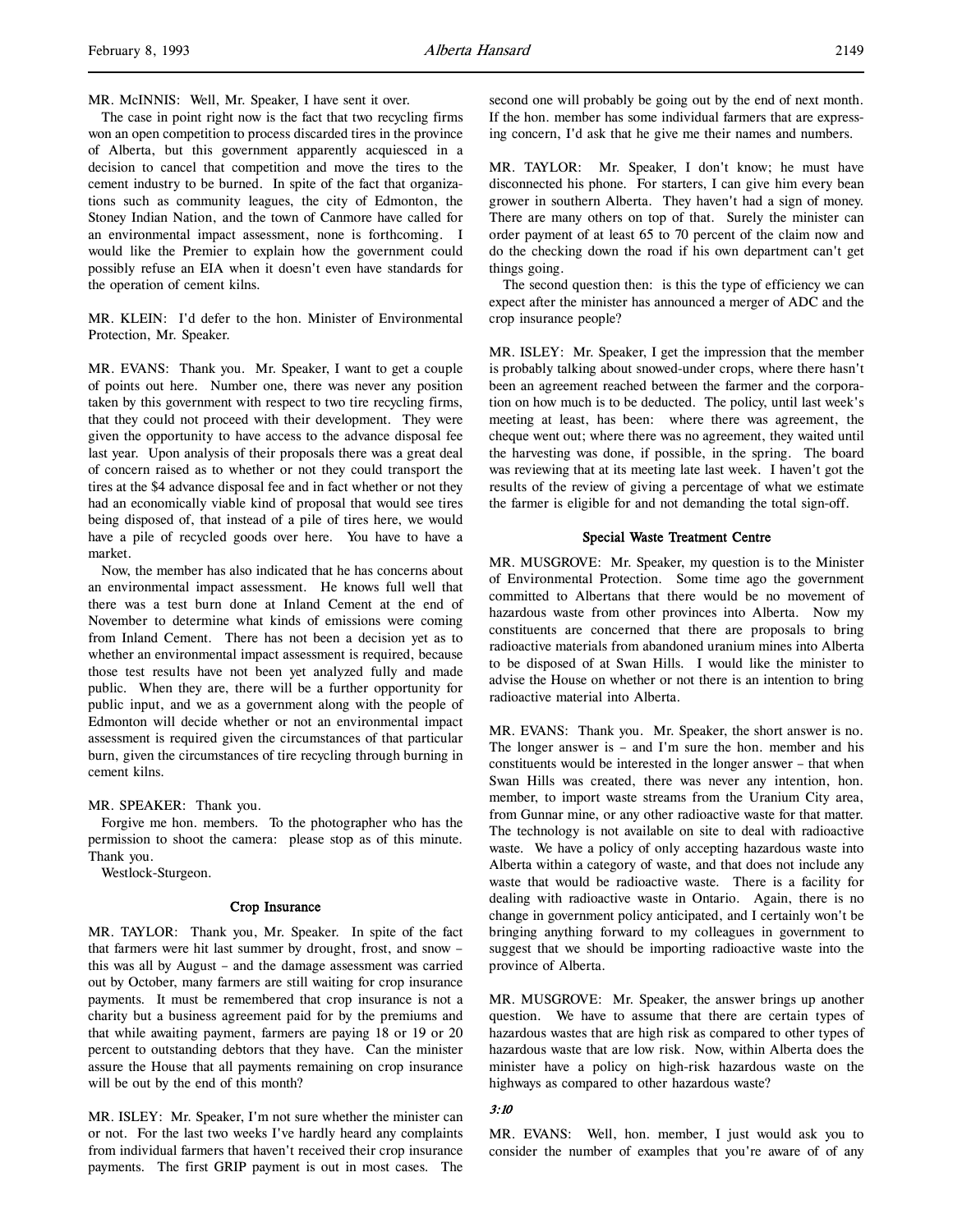MR. McINNIS: Well, Mr. Speaker, I have sent it over.

The case in point right now is the fact that two recycling firms won an open competition to process discarded tires in the province of Alberta, but this government apparently acquiesced in a decision to cancel that competition and move the tires to the cement industry to be burned. In spite of the fact that organizations such as community leagues, the city of Edmonton, the Stoney Indian Nation, and the town of Canmore have called for an environmental impact assessment, none is forthcoming. I would like the Premier to explain how the government could possibly refuse an EIA when it doesn't even have standards for the operation of cement kilns.

MR. KLEIN: I'd defer to the hon. Minister of Environmental Protection, Mr. Speaker.

MR. EVANS: Thank you. Mr. Speaker, I want to get a couple of points out here. Number one, there was never any position taken by this government with respect to two tire recycling firms, that they could not proceed with their development. They were given the opportunity to have access to the advance disposal fee last year. Upon analysis of their proposals there was a great deal of concern raised as to whether or not they could transport the tires at the $4 advance disposal fee and in fact whether or not they had an economically viable kind of proposal that would see tires being disposed of, that instead of a pile of tires here, we would have a pile of recycled goods over here. You have to have a market.

Now, the member has also indicated that he has concerns about an environmental impact assessment. He knows full well that there was a test burn done at Inland Cement at the end of November to determine what kinds of emissions were coming from Inland Cement. There has not been a decision yet as to whether an environmental impact assessment is required, because those test results have not been yet analyzed fully and made public. When they are, there will be a further opportunity for public input, and we as a government along with the people of Edmonton will decide whether or not an environmental impact assessment is required given the circumstances of that particular burn, given the circumstances of tire recycling through burning in cement kilns.

MR. SPEAKER: Thank you.

Forgive me hon. members. To the photographer who has the permission to shoot the camera: please stop as of this minute. Thank you.

Westlock-Sturgeon.

### Crop Insurance

MR. TAYLOR: Thank you, Mr. Speaker. In spite of the fact that farmers were hit last summer by drought, frost, and snow – this was all by August – and the damage assessment was carried out by October, many farmers are still waiting for crop insurance payments. It must be remembered that crop insurance is not a charity but a business agreement paid for by the premiums and that while awaiting payment, farmers are paying 18 or 19 or 20 percent to outstanding debtors that they have. Can the minister assure the House that all payments remaining on crop insurance will be out by the end of this month?

MR. ISLEY: Mr. Speaker, I'm not sure whether the minister can or not. For the last two weeks I've hardly heard any complaints from individual farmers that haven't received their crop insurance payments. The first GRIP payment is out in most cases. The second one will probably be going out by the end of next month. If the hon. member has some individual farmers that are expressing concern, I'd ask that he give me their names and numbers.

MR. TAYLOR: Mr. Speaker, I don't know; he must have disconnected his phone. For starters, I can give him every bean grower in southern Alberta. They haven't had a sign of money. There are many others on top of that. Surely the minister can order payment of at least 65 to 70 percent of the claim now and do the checking down the road if his own department can't get things going.

The second question then: is this the type of efficiency we can expect after the minister has announced a merger of ADC and the crop insurance people?

MR. ISLEY: Mr. Speaker, I get the impression that the member is probably talking about snowed-under crops, where there hasn't been an agreement reached between the farmer and the corporation on how much is to be deducted. The policy, until last week's meeting at least, has been: where there was agreement, the cheque went out; where there was no agreement, they waited until the harvesting was done, if possible, in the spring. The board was reviewing that at its meeting late last week. I haven't got the results of the review of giving a percentage of what we estimate the farmer is eligible for and not demanding the total sign-off.

### Special Waste Treatment Centre

MR. MUSGROVE: Mr. Speaker, my question is to the Minister of Environmental Protection. Some time ago the government committed to Albertans that there would be no movement of hazardous waste from other provinces into Alberta. Now my constituents are concerned that there are proposals to bring radioactive materials from abandoned uranium mines into Alberta to be disposed of at Swan Hills. I would like the minister to advise the House on whether or not there is an intention to bring radioactive material into Alberta.

MR. EVANS: Thank you. Mr. Speaker, the short answer is no. The longer answer is – and I'm sure the hon. member and his constituents would be interested in the longer answer – that when Swan Hills was created, there was never any intention, hon. member, to import waste streams from the Uranium City area, from Gunnar mine, or any other radioactive waste for that matter. The technology is not available on site to deal with radioactive waste. We have a policy of only accepting hazardous waste into Alberta within a category of waste, and that does not include any waste that would be radioactive waste. There is a facility for dealing with radioactive waste in Ontario. Again, there is no change in government policy anticipated, and I certainly won't be bringing anything forward to my colleagues in government to suggest that we should be importing radioactive waste into the province of Alberta.

MR. MUSGROVE: Mr. Speaker, the answer brings up another question. We have to assume that there are certain types of hazardous wastes that are high risk as compared to other types of hazardous waste that are low risk. Now, within Alberta does the minister have a policy on high-risk hazardous waste on the highways as compared to other hazardous waste?

*3:10*

MR. EVANS: Well, hon. member, I just would ask you to consider the number of examples that you're aware of of any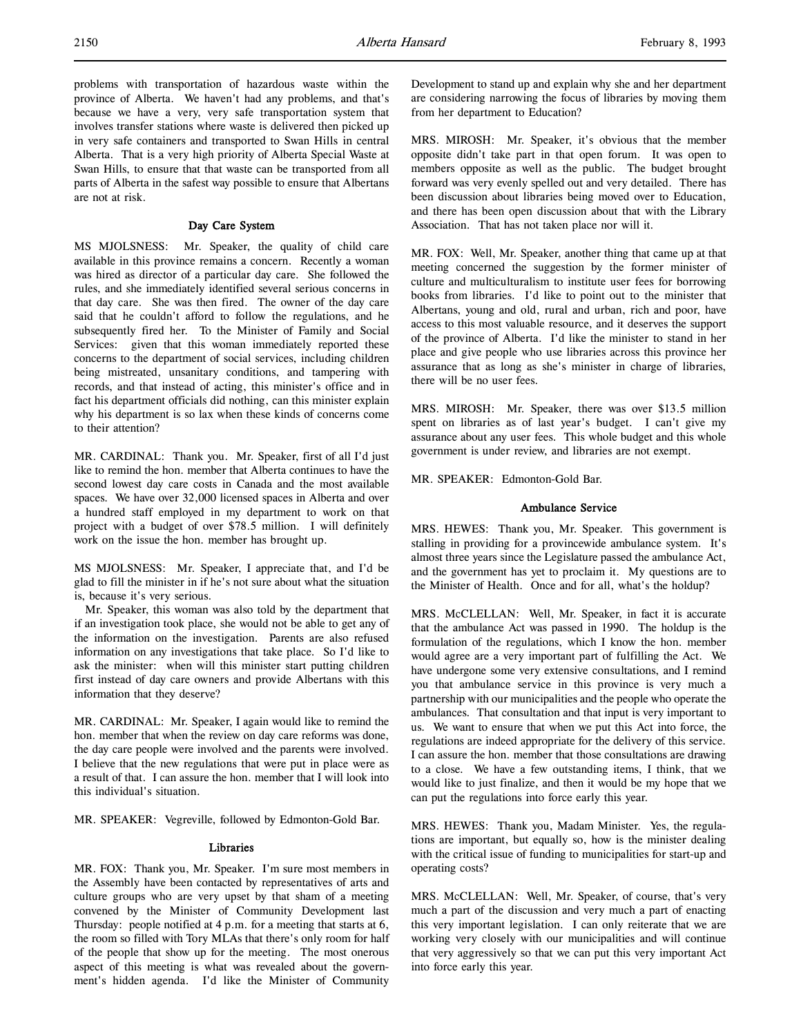problems with transportation of hazardous waste within the province of Alberta. We haven't had any problems, and that's because we have a very, very safe transportation system that involves transfer stations where waste is delivered then picked up in very safe containers and transported to Swan Hills in central Alberta. That is a very high priority of Alberta Special Waste at Swan Hills, to ensure that that waste can be transported from all parts of Alberta in the safest way possible to ensure that Albertans are not at risk.

### Day Care System

MS MJOLSNESS: Mr. Speaker, the quality of child care available in this province remains a concern. Recently a woman was hired as director of a particular day care. She followed the rules, and she immediately identified several serious concerns in that day care. She was then fired. The owner of the day care said that he couldn't afford to follow the regulations, and he subsequently fired her. To the Minister of Family and Social Services: given that this woman immediately reported these concerns to the department of social services, including children being mistreated, unsanitary conditions, and tampering with records, and that instead of acting, this minister's office and in fact his department officials did nothing, can this minister explain why his department is so lax when these kinds of concerns come to their attention?

MR. CARDINAL: Thank you. Mr. Speaker, first of all I'd just like to remind the hon. member that Alberta continues to have the second lowest day care costs in Canada and the most available spaces. We have over 32,000 licensed spaces in Alberta and over a hundred staff employed in my department to work on that project with a budget of over $78.5 million. I will definitely work on the issue the hon. member has brought up.

MS MJOLSNESS: Mr. Speaker, I appreciate that, and I'd be glad to fill the minister in if he's not sure about what the situation is, because it's very serious.

Mr. Speaker, this woman was also told by the department that if an investigation took place, she would not be able to get any of the information on the investigation. Parents are also refused information on any investigations that take place. So I'd like to ask the minister: when will this minister start putting children first instead of day care owners and provide Albertans with this information that they deserve?

MR. CARDINAL: Mr. Speaker, I again would like to remind the hon. member that when the review on day care reforms was done, the day care people were involved and the parents were involved. I believe that the new regulations that were put in place were as a result of that. I can assure the hon. member that I will look into this individual's situation.

MR. SPEAKER: Vegreville, followed by Edmonton-Gold Bar.

### Libraries

MR. FOX: Thank you, Mr. Speaker. I'm sure most members in the Assembly have been contacted by representatives of arts and culture groups who are very upset by that sham of a meeting convened by the Minister of Community Development last Thursday: people notified at 4 p.m. for a meeting that starts at 6, the room so filled with Tory MLAs that there's only room for half of the people that show up for the meeting. The most onerous aspect of this meeting is what was revealed about the government's hidden agenda. I'd like the Minister of Community Development to stand up and explain why she and her department are considering narrowing the focus of libraries by moving them from her department to Education?

MRS. MIROSH: Mr. Speaker, it's obvious that the member opposite didn't take part in that open forum. It was open to members opposite as well as the public. The budget brought forward was very evenly spelled out and very detailed. There has been discussion about libraries being moved over to Education, and there has been open discussion about that with the Library Association. That has not taken place nor will it.

MR. FOX: Well, Mr. Speaker, another thing that came up at that meeting concerned the suggestion by the former minister of culture and multiculturalism to institute user fees for borrowing books from libraries. I'd like to point out to the minister that Albertans, young and old, rural and urban, rich and poor, have access to this most valuable resource, and it deserves the support of the province of Alberta. I'd like the minister to stand in her place and give people who use libraries across this province her assurance that as long as she's minister in charge of libraries, there will be no user fees.

MRS. MIROSH: Mr. Speaker, there was over $13.5 million spent on libraries as of last year's budget. I can't give my assurance about any user fees. This whole budget and this whole government is under review, and libraries are not exempt.

MR. SPEAKER: Edmonton-Gold Bar.

### Ambulance Service

MRS. HEWES: Thank you, Mr. Speaker. This government is stalling in providing for a provincewide ambulance system. It's almost three years since the Legislature passed the ambulance Act, and the government has yet to proclaim it. My questions are to the Minister of Health. Once and for all, what's the holdup?

MRS. McCLELLAN: Well, Mr. Speaker, in fact it is accurate that the ambulance Act was passed in 1990. The holdup is the formulation of the regulations, which I know the hon. member would agree are a very important part of fulfilling the Act. We have undergone some very extensive consultations, and I remind you that ambulance service in this province is very much a partnership with our municipalities and the people who operate the ambulances. That consultation and that input is very important to us. We want to ensure that when we put this Act into force, the regulations are indeed appropriate for the delivery of this service. I can assure the hon. member that those consultations are drawing to a close. We have a few outstanding items, I think, that we would like to just finalize, and then it would be my hope that we can put the regulations into force early this year.

MRS. HEWES: Thank you, Madam Minister. Yes, the regulations are important, but equally so, how is the minister dealing with the critical issue of funding to municipalities for start-up and operating costs?

MRS. McCLELLAN: Well, Mr. Speaker, of course, that's very much a part of the discussion and very much a part of enacting this very important legislation. I can only reiterate that we are working very closely with our municipalities and will continue that very aggressively so that we can put this very important Act into force early this year.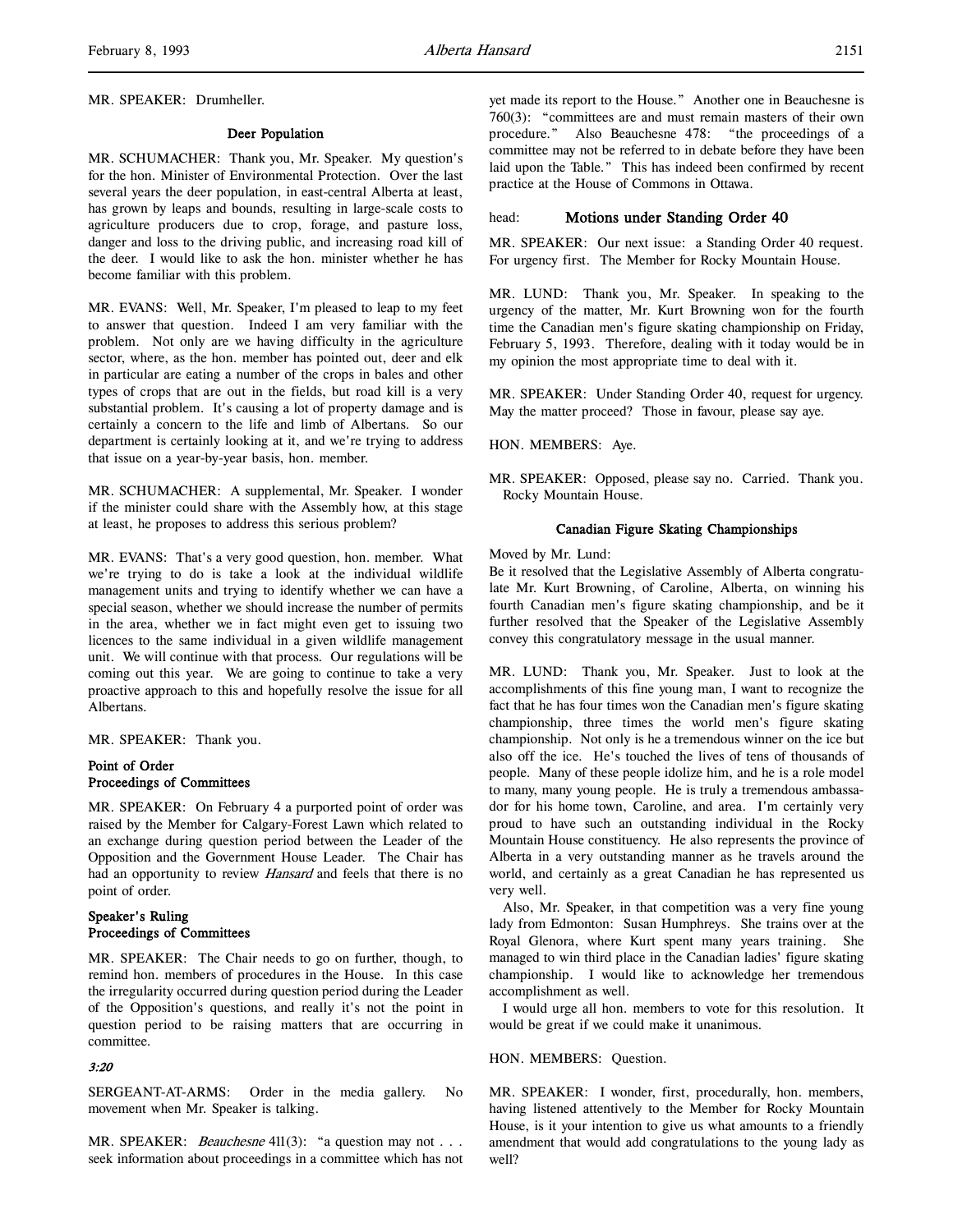MR. SPEAKER: Drumheller.

### Deer Population

MR. SCHUMACHER: Thank you, Mr. Speaker. My question's for the hon. Minister of Environmental Protection. Over the last several years the deer population, in east-central Alberta at least, has grown by leaps and bounds, resulting in large-scale costs to agriculture producers due to crop, forage, and pasture loss, danger and loss to the driving public, and increasing road kill of the deer. I would like to ask the hon. minister whether he has become familiar with this problem.

MR. EVANS: Well, Mr. Speaker, I'm pleased to leap to my feet to answer that question. Indeed I am very familiar with the problem. Not only are we having difficulty in the agriculture sector, where, as the hon. member has pointed out, deer and elk in particular are eating a number of the crops in bales and other types of crops that are out in the fields, but road kill is a very substantial problem. It's causing a lot of property damage and is certainly a concern to the life and limb of Albertans. So our department is certainly looking at it, and we're trying to address that issue on a year-by-year basis, hon. member.

MR. SCHUMACHER: A supplemental, Mr. Speaker. I wonder if the minister could share with the Assembly how, at this stage at least, he proposes to address this serious problem?

MR. EVANS: That's a very good question, hon. member. What we're trying to do is take a look at the individual wildlife management units and trying to identify whether we can have a special season, whether we should increase the number of permits in the area, whether we in fact might even get to issuing two licences to the same individual in a given wildlife management unit. We will continue with that process. Our regulations will be coming out this year. We are going to continue to take a very proactive approach to this and hopefully resolve the issue for all Albertans.

MR. SPEAKER: Thank you.

### Point of Order
### Proceedings of Committees

MR. SPEAKER: On February 4 a purported point of order was raised by the Member for Calgary-Forest Lawn which related to an exchange during question period between the Leader of the Opposition and the Government House Leader. The Chair has had an opportunity to review *Hansard* and feels that there is no point of order.

### Speaker's Ruling
### Proceedings of Committees

MR. SPEAKER: The Chair needs to go on further, though, to remind hon. members of procedures in the House. In this case the irregularity occurred during question period during the Leader of the Opposition's questions, and really it's not the point in question period to be raising matters that are occurring in committee.

***3:20***

SERGEANT-AT-ARMS: Order in the media gallery. No movement when Mr. Speaker is talking.

MR. SPEAKER: *Beauchesne* 411(3): "a question may not . . . seek information about proceedings in a committee which has not yet made its report to the House." Another one in Beauchesne is 760(3): "committees are and must remain masters of their own procedure." Also Beauchesne 478: "the proceedings of a committee may not be referred to in debate before they have been laid upon the Table." This has indeed been confirmed by recent practice at the House of Commons in Ottawa.

## head: Motions under Standing Order 40

MR. SPEAKER: Our next issue: a Standing Order 40 request. For urgency first. The Member for Rocky Mountain House.

MR. LUND: Thank you, Mr. Speaker. In speaking to the urgency of the matter, Mr. Kurt Browning won for the fourth time the Canadian men's figure skating championship on Friday, February 5, 1993. Therefore, dealing with it today would be in my opinion the most appropriate time to deal with it.

MR. SPEAKER: Under Standing Order 40, request for urgency. May the matter proceed? Those in favour, please say aye.

HON. MEMBERS: Aye.

MR. SPEAKER: Opposed, please say no. Carried. Thank you. Rocky Mountain House.

### Canadian Figure Skating Championships

Moved by Mr. Lund:
Be it resolved that the Legislative Assembly of Alberta congratulate Mr. Kurt Browning, of Caroline, Alberta, on winning his fourth Canadian men's figure skating championship, and be it further resolved that the Speaker of the Legislative Assembly convey this congratulatory message in the usual manner.

MR. LUND: Thank you, Mr. Speaker. Just to look at the accomplishments of this fine young man, I want to recognize the fact that he has four times won the Canadian men's figure skating championship, three times the world men's figure skating championship. Not only is he a tremendous winner on the ice but also off the ice. He's touched the lives of tens of thousands of people. Many of these people idolize him, and he is a role model to many, many young people. He is truly a tremendous ambassador for his home town, Caroline, and area. I'm certainly very proud to have such an outstanding individual in the Rocky Mountain House constituency. He also represents the province of Alberta in a very outstanding manner as he travels around the world, and certainly as a great Canadian he has represented us very well.

Also, Mr. Speaker, in that competition was a very fine young lady from Edmonton: Susan Humphreys. She trains over at the Royal Glenora, where Kurt spent many years training. She managed to win third place in the Canadian ladies' figure skating championship. I would like to acknowledge her tremendous accomplishment as well.

I would urge all hon. members to vote for this resolution. It would be great if we could make it unanimous.

HON. MEMBERS: Question.

MR. SPEAKER: I wonder, first, procedurally, hon. members, having listened attentively to the Member for Rocky Mountain House, is it your intention to give us what amounts to a friendly amendment that would add congratulations to the young lady as well?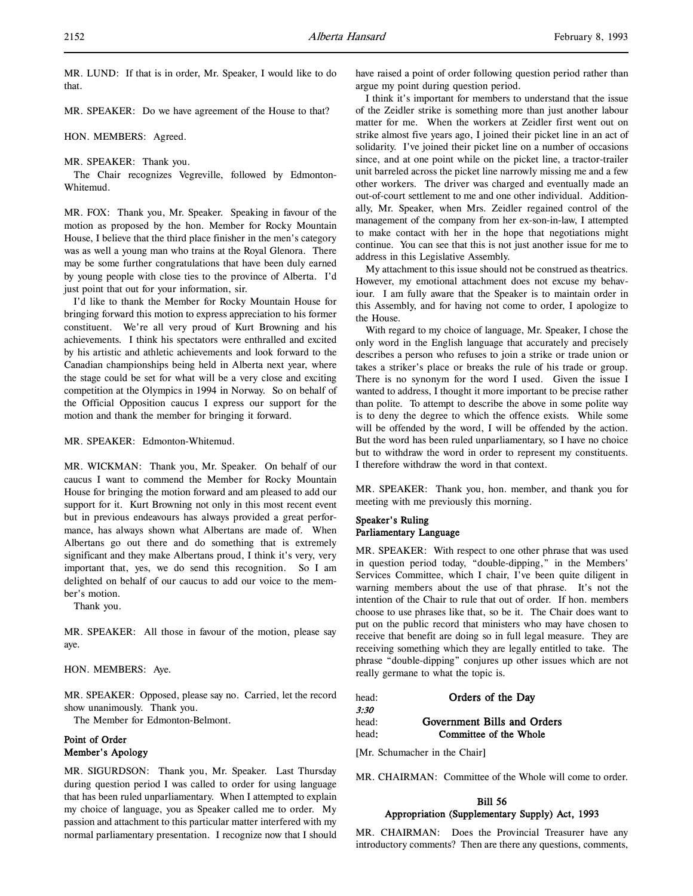MR. LUND: If that is in order, Mr. Speaker, I would like to do that.

MR. SPEAKER: Do we have agreement of the House to that?

HON. MEMBERS: Agreed.

MR. SPEAKER: Thank you.

The Chair recognizes Vegreville, followed by Edmonton-Whitemud.

MR. FOX: Thank you, Mr. Speaker. Speaking in favour of the motion as proposed by the hon. Member for Rocky Mountain House, I believe that the third place finisher in the men's category was as well a young man who trains at the Royal Glenora. There may be some further congratulations that have been duly earned by young people with close ties to the province of Alberta. I'd just point that out for your information, sir.

I'd like to thank the Member for Rocky Mountain House for bringing forward this motion to express appreciation to his former constituent. We're all very proud of Kurt Browning and his achievements. I think his spectators were enthralled and excited by his artistic and athletic achievements and look forward to the Canadian championships being held in Alberta next year, where the stage could be set for what will be a very close and exciting competition at the Olympics in 1994 in Norway. So on behalf of the Official Opposition caucus I express our support for the motion and thank the member for bringing it forward.

MR. SPEAKER: Edmonton-Whitemud.

MR. WICKMAN: Thank you, Mr. Speaker. On behalf of our caucus I want to commend the Member for Rocky Mountain House for bringing the motion forward and am pleased to add our support for it. Kurt Browning not only in this most recent event but in previous endeavours has always provided a great performance, has always shown what Albertans are made of. When Albertans go out there and do something that is extremely significant and they make Albertans proud, I think it's very, very important that, yes, we do send this recognition. So I am delighted on behalf of our caucus to add our voice to the member's motion.

Thank you.

MR. SPEAKER: All those in favour of the motion, please say aye.

HON. MEMBERS: Aye.

MR. SPEAKER: Opposed, please say no. Carried, let the record show unanimously. Thank you.

The Member for Edmonton-Belmont.

**Point of Order**
**Member's Apology**

MR. SIGURDSON: Thank you, Mr. Speaker. Last Thursday during question period I was called to order for using language that has been ruled unparliamentary. When I attempted to explain my choice of language, you as Speaker called me to order. My passion and attachment to this particular matter interfered with my normal parliamentary presentation. I recognize now that I should have raised a point of order following question period rather than argue my point during question period.

I think it's important for members to understand that the issue of the Zeidler strike is something more than just another labour matter for me. When the workers at Zeidler first went out on strike almost five years ago, I joined their picket line in an act of solidarity. I've joined their picket line on a number of occasions since, and at one point while on the picket line, a tractor-trailer unit barreled across the picket line narrowly missing me and a few other workers. The driver was charged and eventually made an out-of-court settlement to me and one other individual. Additionally, Mr. Speaker, when Mrs. Zeidler regained control of the management of the company from her ex-son-in-law, I attempted to make contact with her in the hope that negotiations might continue. You can see that this is not just another issue for me to address in this Legislative Assembly.

My attachment to this issue should not be construed as theatrics. However, my emotional attachment does not excuse my behaviour. I am fully aware that the Speaker is to maintain order in this Assembly, and for having not come to order, I apologize to the House.

With regard to my choice of language, Mr. Speaker, I chose the only word in the English language that accurately and precisely describes a person who refuses to join a strike or trade union or takes a striker's place or breaks the rule of his trade or group. There is no synonym for the word I used. Given the issue I wanted to address, I thought it more important to be precise rather than polite. To attempt to describe the above in some polite way is to deny the degree to which the offence exists. While some will be offended by the word, I will be offended by the action. But the word has been ruled unparliamentary, so I have no choice but to withdraw the word in order to represent my constituents. I therefore withdraw the word in that context.

MR. SPEAKER: Thank you, hon. member, and thank you for meeting with me previously this morning.

**Speaker's Ruling**
**Parliamentary Language**

MR. SPEAKER: With respect to one other phrase that was used in question period today, "double-dipping," in the Members' Services Committee, which I chair, I've been quite diligent in warning members about the use of that phrase. It's not the intention of the Chair to rule that out of order. If hon. members choose to use phrases like that, so be it. The Chair does want to put on the public record that ministers who may have chosen to receive that benefit are doing so in full legal measure. They are receiving something which they are legally entitled to take. The phrase "double-dipping" conjures up other issues which are not really germane to what the topic is.

head: **Orders of the Day**
*3:30*
head: **Government Bills and Orders**
head: **Committee of the Whole**

[Mr. Schumacher in the Chair]

MR. CHAIRMAN: Committee of the Whole will come to order.

**Bill 56**
**Appropriation (Supplementary Supply) Act, 1993**

MR. CHAIRMAN: Does the Provincial Treasurer have any introductory comments? Then are there any questions, comments,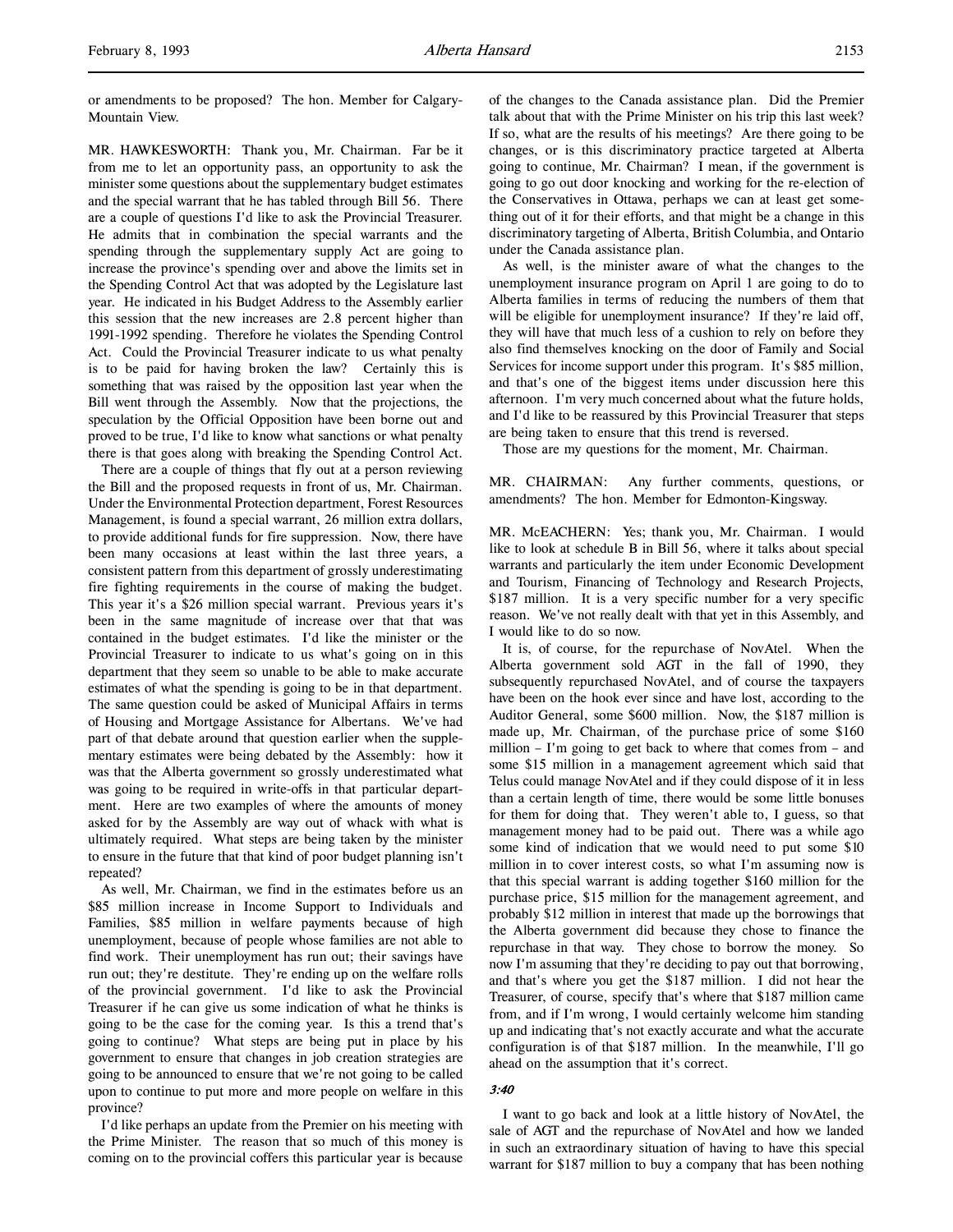or amendments to be proposed? The hon. Member for Calgary-Mountain View.

MR. HAWKESWORTH: Thank you, Mr. Chairman. Far be it from me to let an opportunity pass, an opportunity to ask the minister some questions about the supplementary budget estimates and the special warrant that he has tabled through Bill 56. There are a couple of questions I'd like to ask the Provincial Treasurer. He admits that in combination the special warrants and the spending through the supplementary supply Act are going to increase the province's spending over and above the limits set in the Spending Control Act that was adopted by the Legislature last year. He indicated in his Budget Address to the Assembly earlier this session that the new increases are 2.8 percent higher than 1991-1992 spending. Therefore he violates the Spending Control Act. Could the Provincial Treasurer indicate to us what penalty is to be paid for having broken the law? Certainly this is something that was raised by the opposition last year when the Bill went through the Assembly. Now that the projections, the speculation by the Official Opposition have been borne out and proved to be true, I'd like to know what sanctions or what penalty there is that goes along with breaking the Spending Control Act.

There are a couple of things that fly out at a person reviewing the Bill and the proposed requests in front of us, Mr. Chairman. Under the Environmental Protection department, Forest Resources Management, is found a special warrant, 26 million extra dollars, to provide additional funds for fire suppression. Now, there have been many occasions at least within the last three years, a consistent pattern from this department of grossly underestimating fire fighting requirements in the course of making the budget. This year it's a $26 million special warrant. Previous years it's been in the same magnitude of increase over that that was contained in the budget estimates. I'd like the minister or the Provincial Treasurer to indicate to us what's going on in this department that they seem so unable to be able to make accurate estimates of what the spending is going to be in that department. The same question could be asked of Municipal Affairs in terms of Housing and Mortgage Assistance for Albertans. We've had part of that debate around that question earlier when the supplementary estimates were being debated by the Assembly: how it was that the Alberta government so grossly underestimated what was going to be required in write-offs in that particular department. Here are two examples of where the amounts of money asked for by the Assembly are way out of whack with what is ultimately required. What steps are being taken by the minister to ensure in the future that that kind of poor budget planning isn't repeated?

As well, Mr. Chairman, we find in the estimates before us an $85 million increase in Income Support to Individuals and Families, $85 million in welfare payments because of high unemployment, because of people whose families are not able to find work. Their unemployment has run out; their savings have run out; they're destitute. They're ending up on the welfare rolls of the provincial government. I'd like to ask the Provincial Treasurer if he can give us some indication of what he thinks is going to be the case for the coming year. Is this a trend that's going to continue? What steps are being put in place by his government to ensure that changes in job creation strategies are going to be announced to ensure that we're not going to be called upon to continue to put more and more people on welfare in this province?

I'd like perhaps an update from the Premier on his meeting with the Prime Minister. The reason that so much of this money is coming on to the provincial coffers this particular year is because of the changes to the Canada assistance plan. Did the Premier talk about that with the Prime Minister on his trip this last week? If so, what are the results of his meetings? Are there going to be changes, or is this discriminatory practice targeted at Alberta going to continue, Mr. Chairman? I mean, if the government is going to go out door knocking and working for the re-election of the Conservatives in Ottawa, perhaps we can at least get something out of it for their efforts, and that might be a change in this discriminatory targeting of Alberta, British Columbia, and Ontario under the Canada assistance plan.

As well, is the minister aware of what the changes to the unemployment insurance program on April 1 are going to do to Alberta families in terms of reducing the numbers of them that will be eligible for unemployment insurance? If they're laid off, they will have that much less of a cushion to rely on before they also find themselves knocking on the door of Family and Social Services for income support under this program. It's $85 million, and that's one of the biggest items under discussion here this afternoon. I'm very much concerned about what the future holds, and I'd like to be reassured by this Provincial Treasurer that steps are being taken to ensure that this trend is reversed.

Those are my questions for the moment, Mr. Chairman.

MR. CHAIRMAN: Any further comments, questions, or amendments? The hon. Member for Edmonton-Kingsway.

MR. McEACHERN: Yes; thank you, Mr. Chairman. I would like to look at schedule B in Bill 56, where it talks about special warrants and particularly the item under Economic Development and Tourism, Financing of Technology and Research Projects, $187 million. It is a very specific number for a very specific reason. We've not really dealt with that yet in this Assembly, and I would like to do so now.

It is, of course, for the repurchase of NovAtel. When the Alberta government sold AGT in the fall of 1990, they subsequently repurchased NovAtel, and of course the taxpayers have been on the hook ever since and have lost, according to the Auditor General, some $600 million. Now, the $187 million is made up, Mr. Chairman, of the purchase price of some $160 million – I'm going to get back to where that comes from – and some $15 million in a management agreement which said that Telus could manage NovAtel and if they could dispose of it in less than a certain length of time, there would be some little bonuses for them for doing that. They weren't able to, I guess, so that management money had to be paid out. There was a while ago some kind of indication that we would need to put some $10 million in to cover interest costs, so what I'm assuming now is that this special warrant is adding together $160 million for the purchase price, $15 million for the management agreement, and probably $12 million in interest that made up the borrowings that the Alberta government did because they chose to finance the repurchase in that way. They chose to borrow the money. So now I'm assuming that they're deciding to pay out that borrowing, and that's where you get the $187 million. I did not hear the Treasurer, of course, specify that's where that $187 million came from, and if I'm wrong, I would certainly welcome him standing up and indicating that's not exactly accurate and what the accurate configuration is of that $187 million. In the meanwhile, I'll go ahead on the assumption that it's correct.

*3:40*

I want to go back and look at a little history of NovAtel, the sale of AGT and the repurchase of NovAtel and how we landed in such an extraordinary situation of having to have this special warrant for $187 million to buy a company that has been nothing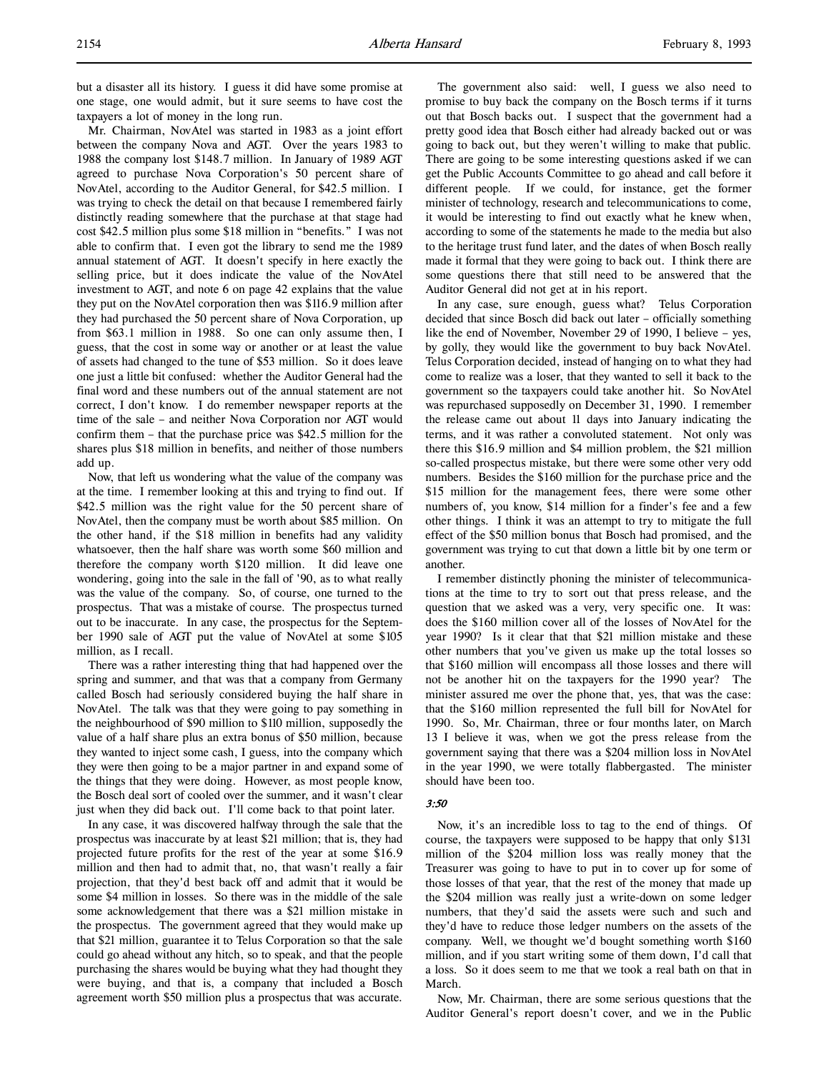but a disaster all its history. I guess it did have some promise at one stage, one would admit, but it sure seems to have cost the taxpayers a lot of money in the long run.

Mr. Chairman, NovAtel was started in 1983 as a joint effort between the company Nova and AGT. Over the years 1983 to 1988 the company lost $148.7 million. In January of 1989 AGT agreed to purchase Nova Corporation's 50 percent share of NovAtel, according to the Auditor General, for $42.5 million. I was trying to check the detail on that because I remembered fairly distinctly reading somewhere that the purchase at that stage had cost $42.5 million plus some $18 million in "benefits." I was not able to confirm that. I even got the library to send me the 1989 annual statement of AGT. It doesn't specify in here exactly the selling price, but it does indicate the value of the NovAtel investment to AGT, and note 6 on page 42 explains that the value they put on the NovAtel corporation then was $116.9 million after they had purchased the 50 percent share of Nova Corporation, up from $63.1 million in 1988. So one can only assume then, I guess, that the cost in some way or another or at least the value of assets had changed to the tune of $53 million. So it does leave one just a little bit confused: whether the Auditor General had the final word and these numbers out of the annual statement are not correct, I don't know. I do remember newspaper reports at the time of the sale – and neither Nova Corporation nor AGT would confirm them – that the purchase price was $42.5 million for the shares plus $18 million in benefits, and neither of those numbers add up.

Now, that left us wondering what the value of the company was at the time. I remember looking at this and trying to find out. If $42.5 million was the right value for the 50 percent share of NovAtel, then the company must be worth about $85 million. On the other hand, if the $18 million in benefits had any validity whatsoever, then the half share was worth some $60 million and therefore the company worth $120 million. It did leave one wondering, going into the sale in the fall of '90, as to what really was the value of the company. So, of course, one turned to the prospectus. That was a mistake of course. The prospectus turned out to be inaccurate. In any case, the prospectus for the September 1990 sale of AGT put the value of NovAtel at some $105 million, as I recall.

There was a rather interesting thing that had happened over the spring and summer, and that was that a company from Germany called Bosch had seriously considered buying the half share in NovAtel. The talk was that they were going to pay something in the neighbourhood of $90 million to $110 million, supposedly the value of a half share plus an extra bonus of $50 million, because they wanted to inject some cash, I guess, into the company which they were then going to be a major partner in and expand some of the things that they were doing. However, as most people know, the Bosch deal sort of cooled over the summer, and it wasn't clear just when they did back out. I'll come back to that point later.

In any case, it was discovered halfway through the sale that the prospectus was inaccurate by at least $21 million; that is, they had projected future profits for the rest of the year at some $16.9 million and then had to admit that, no, that wasn't really a fair projection, that they'd best back off and admit that it would be some $4 million in losses. So there was in the middle of the sale some acknowledgement that there was a $21 million mistake in the prospectus. The government agreed that they would make up that $21 million, guarantee it to Telus Corporation so that the sale could go ahead without any hitch, so to speak, and that the people purchasing the shares would be buying what they had thought they were buying, and that is, a company that included a Bosch agreement worth $50 million plus a prospectus that was accurate.

The government also said: well, I guess we also need to promise to buy back the company on the Bosch terms if it turns out that Bosch backs out. I suspect that the government had a pretty good idea that Bosch either had already backed out or was going to back out, but they weren't willing to make that public. There are going to be some interesting questions asked if we can get the Public Accounts Committee to go ahead and call before it different people. If we could, for instance, get the former minister of technology, research and telecommunications to come, it would be interesting to find out exactly what he knew when, according to some of the statements he made to the media but also to the heritage trust fund later, and the dates of when Bosch really made it formal that they were going to back out. I think there are some questions there that still need to be answered that the Auditor General did not get at in his report.

In any case, sure enough, guess what? Telus Corporation decided that since Bosch did back out later – officially something like the end of November, November 29 of 1990, I believe – yes, by golly, they would like the government to buy back NovAtel. Telus Corporation decided, instead of hanging on to what they had come to realize was a loser, that they wanted to sell it back to the government so the taxpayers could take another hit. So NovAtel was repurchased supposedly on December 31, 1990. I remember the release came out about 11 days into January indicating the terms, and it was rather a convoluted statement. Not only was there this $16.9 million and $4 million problem, the $21 million so-called prospectus mistake, but there were some other very odd numbers. Besides the $160 million for the purchase price and the $15 million for the management fees, there were some other numbers of, you know, $14 million for a finder's fee and a few other things. I think it was an attempt to try to mitigate the full effect of the $50 million bonus that Bosch had promised, and the government was trying to cut that down a little bit by one term or another.

I remember distinctly phoning the minister of telecommunications at the time to try to sort out that press release, and the question that we asked was a very, very specific one. It was: does the $160 million cover all of the losses of NovAtel for the year 1990? Is it clear that that $21 million mistake and these other numbers that you've given us make up the total losses so that $160 million will encompass all those losses and there will not be another hit on the taxpayers for the 1990 year? The minister assured me over the phone that, yes, that was the case: that the $160 million represented the full bill for NovAtel for 1990. So, Mr. Chairman, three or four months later, on March 13 I believe it was, when we got the press release from the government saying that there was a $204 million loss in NovAtel in the year 1990, we were totally flabbergasted. The minister should have been too.

*3:50*

Now, it's an incredible loss to tag to the end of things. Of course, the taxpayers were supposed to be happy that only $131 million of the $204 million loss was really money that the Treasurer was going to have to put in to cover up for some of those losses of that year, that the rest of the money that made up the $204 million was really just a write-down on some ledger numbers, that they'd said the assets were such and such and they'd have to reduce those ledger numbers on the assets of the company. Well, we thought we'd bought something worth $160 million, and if you start writing some of them down, I'd call that a loss. So it does seem to me that we took a real bath on that in March.

Now, Mr. Chairman, there are some serious questions that the Auditor General's report doesn't cover, and we in the Public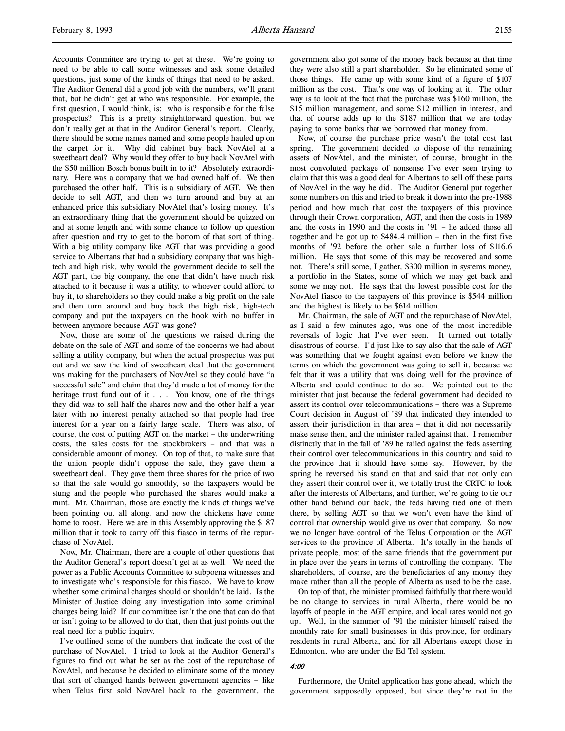Accounts Committee are trying to get at these. We're going to need to be able to call some witnesses and ask some detailed questions, just some of the kinds of things that need to be asked. The Auditor General did a good job with the numbers, we'll grant that, but he didn't get at who was responsible. For example, the first question, I would think, is: who is responsible for the false prospectus? This is a pretty straightforward question, but we don't really get at that in the Auditor General's report. Clearly, there should be some names named and some people hauled up on the carpet for it. Why did cabinet buy back NovAtel at a sweetheart deal? Why would they offer to buy back NovAtel with the $50 million Bosch bonus built in to it? Absolutely extraordinary. Here was a company that we had owned half of. We then purchased the other half. This is a subsidiary of AGT. We then decide to sell AGT, and then we turn around and buy at an enhanced price this subsidiary NovAtel that's losing money. It's an extraordinary thing that the government should be quizzed on and at some length and with some chance to follow up question after question and try to get to the bottom of that sort of thing. With a big utility company like AGT that was providing a good service to Albertans that had a subsidiary company that was high-tech and high risk, why would the government decide to sell the AGT part, the big company, the one that didn't have much risk attached to it because it was a utility, to whoever could afford to buy it, to shareholders so they could make a big profit on the sale and then turn around and buy back the high risk, high-tech company and put the taxpayers on the hook with no buffer in between anymore because AGT was gone?

Now, those are some of the questions we raised during the debate on the sale of AGT and some of the concerns we had about selling a utility company, but when the actual prospectus was put out and we saw the kind of sweetheart deal that the government was making for the purchasers of NovAtel so they could have "a successful sale" and claim that they'd made a lot of money for the heritage trust fund out of it . . . You know, one of the things they did was to sell half the shares now and the other half a year later with no interest penalty attached so that people had free interest for a year on a fairly large scale. There was also, of course, the cost of putting AGT on the market – the underwriting costs, the sales costs for the stockbrokers – and that was a considerable amount of money. On top of that, to make sure that the union people didn't oppose the sale, they gave them a sweetheart deal. They gave them three shares for the price of two so that the sale would go smoothly, so the taxpayers would be stung and the people who purchased the shares would make a mint. Mr. Chairman, those are exactly the kinds of things we've been pointing out all along, and now the chickens have come home to roost. Here we are in this Assembly approving the $187 million that it took to carry off this fiasco in terms of the repurchase of NovAtel.

Now, Mr. Chairman, there are a couple of other questions that the Auditor General's report doesn't get at as well. We need the power as a Public Accounts Committee to subpoena witnesses and to investigate who's responsible for this fiasco. We have to know whether some criminal charges should or shouldn't be laid. Is the Minister of Justice doing any investigation into some criminal charges being laid? If our committee isn't the one that can do that or isn't going to be allowed to do that, then that just points out the real need for a public inquiry.

I've outlined some of the numbers that indicate the cost of the purchase of NovAtel. I tried to look at the Auditor General's figures to find out what he set as the cost of the repurchase of NovAtel, and because he decided to eliminate some of the money that sort of changed hands between government agencies – like when Telus first sold NovAtel back to the government, the government also got some of the money back because at that time they were also still a part shareholder. So he eliminated some of those things. He came up with some kind of a figure of $107 million as the cost. That's one way of looking at it. The other way is to look at the fact that the purchase was $160 million, the $15 million management, and some $12 million in interest, and that of course adds up to the $187 million that we are today paying to some banks that we borrowed that money from.

Now, of course the purchase price wasn't the total cost last spring. The government decided to dispose of the remaining assets of NovAtel, and the minister, of course, brought in the most convoluted package of nonsense I've ever seen trying to claim that this was a good deal for Albertans to sell off these parts of NovAtel in the way he did. The Auditor General put together some numbers on this and tried to break it down into the pre-1988 period and how much that cost the taxpayers of this province through their Crown corporation, AGT, and then the costs in 1989 and the costs in 1990 and the costs in '91 – he added those all together and he got up to $484.4 million – then in the first five months of '92 before the other sale a further loss of $116.6 million. He says that some of this may be recovered and some not. There's still some, I gather, $300 million in systems money, a portfolio in the States, some of which we may get back and some we may not. He says that the lowest possible cost for the NovAtel fiasco to the taxpayers of this province is $544 million and the highest is likely to be $614 million.

Mr. Chairman, the sale of AGT and the repurchase of NovAtel, as I said a few minutes ago, was one of the most incredible reversals of logic that I've ever seen. It turned out totally disastrous of course. I'd just like to say also that the sale of AGT was something that we fought against even before we knew the terms on which the government was going to sell it, because we felt that it was a utility that was doing well for the province of Alberta and could continue to do so. We pointed out to the minister that just because the federal government had decided to assert its control over telecommunications – there was a Supreme Court decision in August of '89 that indicated they intended to assert their jurisdiction in that area – that it did not necessarily make sense then, and the minister railed against that. I remember distinctly that in the fall of '89 he railed against the feds asserting their control over telecommunications in this country and said to the province that it should have some say. However, by the spring he reversed his stand on that and said that not only can they assert their control over it, we totally trust the CRTC to look after the interests of Albertans, and further, we're going to tie our other hand behind our back, the feds having tied one of them there, by selling AGT so that we won't even have the kind of control that ownership would give us over that company. So now we no longer have control of the Telus Corporation or the AGT services to the province of Alberta. It's totally in the hands of private people, most of the same friends that the government put in place over the years in terms of controlling the company. The shareholders, of course, are the beneficiaries of any money they make rather than all the people of Alberta as used to be the case.

On top of that, the minister promised faithfully that there would be no change to services in rural Alberta, there would be no layoffs of people in the AGT empire, and local rates would not go up. Well, in the summer of '91 the minister himself raised the monthly rate for small businesses in this province, for ordinary residents in rural Alberta, and for all Albertans except those in Edmonton, who are under the Ed Tel system.

*4:00*

Furthermore, the Unitel application has gone ahead, which the government supposedly opposed, but since they're not in the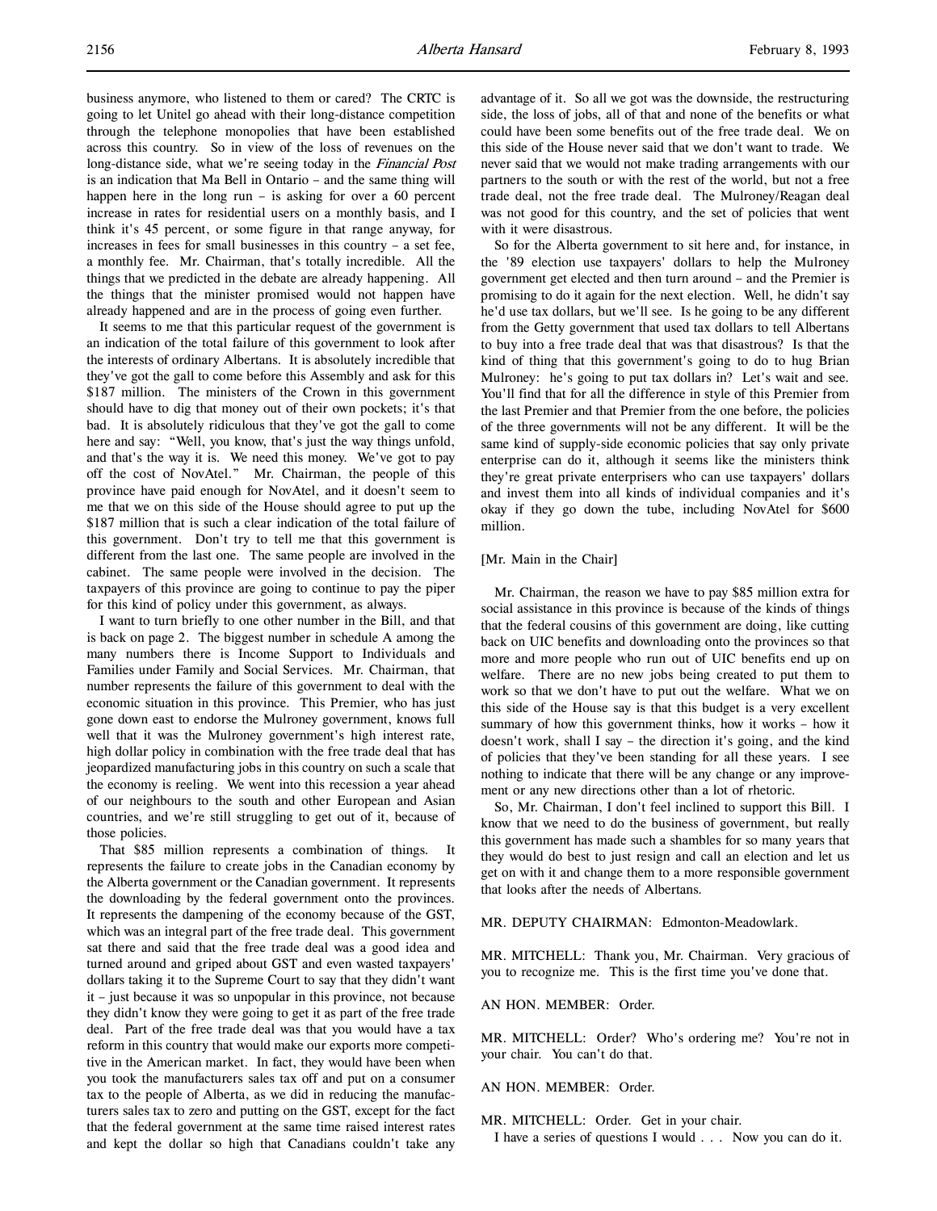business anymore, who listened to them or cared? The CRTC is going to let Unitel go ahead with their long-distance competition through the telephone monopolies that have been established across this country. So in view of the loss of revenues on the long-distance side, what we're seeing today in the *Financial Post* is an indication that Ma Bell in Ontario – and the same thing will happen here in the long run – is asking for over a 60 percent increase in rates for residential users on a monthly basis, and I think it's 45 percent, or some figure in that range anyway, for increases in fees for small businesses in this country – a set fee, a monthly fee. Mr. Chairman, that's totally incredible. All the things that we predicted in the debate are already happening. All the things that the minister promised would not happen have already happened and are in the process of going even further.

It seems to me that this particular request of the government is an indication of the total failure of this government to look after the interests of ordinary Albertans. It is absolutely incredible that they've got the gall to come before this Assembly and ask for this $187 million. The ministers of the Crown in this government should have to dig that money out of their own pockets; it's that bad. It is absolutely ridiculous that they've got the gall to come here and say: "Well, you know, that's just the way things unfold, and that's the way it is. We need this money. We've got to pay off the cost of NovAtel." Mr. Chairman, the people of this province have paid enough for NovAtel, and it doesn't seem to me that we on this side of the House should agree to put up the $187 million that is such a clear indication of the total failure of this government. Don't try to tell me that this government is different from the last one. The same people are involved in the cabinet. The same people were involved in the decision. The taxpayers of this province are going to continue to pay the piper for this kind of policy under this government, as always.

I want to turn briefly to one other number in the Bill, and that is back on page 2. The biggest number in schedule A among the many numbers there is Income Support to Individuals and Families under Family and Social Services. Mr. Chairman, that number represents the failure of this government to deal with the economic situation in this province. This Premier, who has just gone down east to endorse the Mulroney government, knows full well that it was the Mulroney government's high interest rate, high dollar policy in combination with the free trade deal that has jeopardized manufacturing jobs in this country on such a scale that the economy is reeling. We went into this recession a year ahead of our neighbours to the south and other European and Asian countries, and we're still struggling to get out of it, because of those policies.

That $85 million represents a combination of things. It represents the failure to create jobs in the Canadian economy by the Alberta government or the Canadian government. It represents the downloading by the federal government onto the provinces. It represents the dampening of the economy because of the GST, which was an integral part of the free trade deal. This government sat there and said that the free trade deal was a good idea and turned around and griped about GST and even wasted taxpayers' dollars taking it to the Supreme Court to say that they didn't want it – just because it was so unpopular in this province, not because they didn't know they were going to get it as part of the free trade deal. Part of the free trade deal was that you would have a tax reform in this country that would make our exports more competitive in the American market. In fact, they would have been when you took the manufacturers sales tax off and put on a consumer tax to the people of Alberta, as we did in reducing the manufacturers sales tax to zero and putting on the GST, except for the fact that the federal government at the same time raised interest rates and kept the dollar so high that Canadians couldn't take any advantage of it. So all we got was the downside, the restructuring side, the loss of jobs, all of that and none of the benefits or what could have been some benefits out of the free trade deal. We on this side of the House never said that we don't want to trade. We never said that we would not make trading arrangements with our partners to the south or with the rest of the world, but not a free trade deal, not the free trade deal. The Mulroney/Reagan deal was not good for this country, and the set of policies that went with it were disastrous.

So for the Alberta government to sit here and, for instance, in the '89 election use taxpayers' dollars to help the Mulroney government get elected and then turn around – and the Premier is promising to do it again for the next election. Well, he didn't say he'd use tax dollars, but we'll see. Is he going to be any different from the Getty government that used tax dollars to tell Albertans to buy into a free trade deal that was that disastrous? Is that the kind of thing that this government's going to do to hug Brian Mulroney: he's going to put tax dollars in? Let's wait and see. You'll find that for all the difference in style of this Premier from the last Premier and that Premier from the one before, the policies of the three governments will not be any different. It will be the same kind of supply-side economic policies that say only private enterprise can do it, although it seems like the ministers think they're great private enterprisers who can use taxpayers' dollars and invest them into all kinds of individual companies and it's okay if they go down the tube, including NovAtel for $600 million.

[Mr. Main in the Chair]

Mr. Chairman, the reason we have to pay $85 million extra for social assistance in this province is because of the kinds of things that the federal cousins of this government are doing, like cutting back on UIC benefits and downloading onto the provinces so that more and more people who run out of UIC benefits end up on welfare. There are no new jobs being created to put them to work so that we don't have to put out the welfare. What we on this side of the House say is that this budget is a very excellent summary of how this government thinks, how it works – how it doesn't work, shall I say – the direction it's going, and the kind of policies that they've been standing for all these years. I see nothing to indicate that there will be any change or any improvement or any new directions other than a lot of rhetoric.

So, Mr. Chairman, I don't feel inclined to support this Bill. I know that we need to do the business of government, but really this government has made such a shambles for so many years that they would do best to just resign and call an election and let us get on with it and change them to a more responsible government that looks after the needs of Albertans.

MR. DEPUTY CHAIRMAN: Edmonton-Meadowlark.

MR. MITCHELL: Thank you, Mr. Chairman. Very gracious of you to recognize me. This is the first time you've done that.

AN HON. MEMBER: Order.

MR. MITCHELL: Order? Who's ordering me? You're not in your chair. You can't do that.

AN HON. MEMBER: Order.

MR. MITCHELL: Order. Get in your chair.

I have a series of questions I would . . . Now you can do it.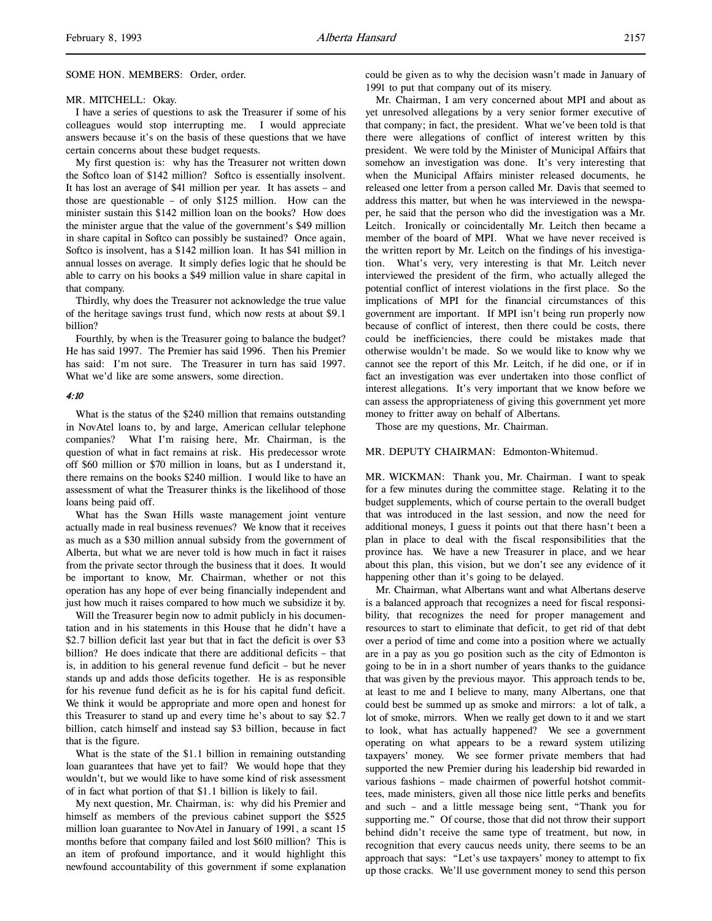SOME HON. MEMBERS: Order, order.

MR. MITCHELL: Okay.

I have a series of questions to ask the Treasurer if some of his colleagues would stop interrupting me. I would appreciate answers because it's on the basis of these questions that we have certain concerns about these budget requests.

My first question is: why has the Treasurer not written down the Softco loan of $142 million? Softco is essentially insolvent. It has lost an average of $41 million per year. It has assets – and those are questionable – of only $125 million. How can the minister sustain this $142 million loan on the books? How does the minister argue that the value of the government's $49 million in share capital in Softco can possibly be sustained? Once again, Softco is insolvent, has a $142 million loan. It has $41 million in annual losses on average. It simply defies logic that he should be able to carry on his books a $49 million value in share capital in that company.

Thirdly, why does the Treasurer not acknowledge the true value of the heritage savings trust fund, which now rests at about $9.1 billion?

Fourthly, by when is the Treasurer going to balance the budget? He has said 1997. The Premier has said 1996. Then his Premier has said: I'm not sure. The Treasurer in turn has said 1997. What we'd like are some answers, some direction.

*4:10*

What is the status of the $240 million that remains outstanding in NovAtel loans to, by and large, American cellular telephone companies? What I'm raising here, Mr. Chairman, is the question of what in fact remains at risk. His predecessor wrote off $60 million or $70 million in loans, but as I understand it, there remains on the books $240 million. I would like to have an assessment of what the Treasurer thinks is the likelihood of those loans being paid off.

What has the Swan Hills waste management joint venture actually made in real business revenues? We know that it receives as much as a $30 million annual subsidy from the government of Alberta, but what we are never told is how much in fact it raises from the private sector through the business that it does. It would be important to know, Mr. Chairman, whether or not this operation has any hope of ever being financially independent and just how much it raises compared to how much we subsidize it by.

Will the Treasurer begin now to admit publicly in his documentation and in his statements in this House that he didn't have a $2.7 billion deficit last year but that in fact the deficit is over $3 billion? He does indicate that there are additional deficits – that is, in addition to his general revenue fund deficit – but he never stands up and adds those deficits together. He is as responsible for his revenue fund deficit as he is for his capital fund deficit. We think it would be appropriate and more open and honest for this Treasurer to stand up and every time he's about to say $2.7 billion, catch himself and instead say $3 billion, because in fact that is the figure.

What is the state of the $1.1 billion in remaining outstanding loan guarantees that have yet to fail? We would hope that they wouldn't, but we would like to have some kind of risk assessment of in fact what portion of that $1.1 billion is likely to fail.

My next question, Mr. Chairman, is: why did his Premier and himself as members of the previous cabinet support the $525 million loan guarantee to NovAtel in January of 1991, a scant 15 months before that company failed and lost $610 million? This is an item of profound importance, and it would highlight this newfound accountability of this government if some explanation could be given as to why the decision wasn't made in January of 1991 to put that company out of its misery.

Mr. Chairman, I am very concerned about MPI and about as yet unresolved allegations by a very senior former executive of that company; in fact, the president. What we've been told is that there were allegations of conflict of interest written by this president. We were told by the Minister of Municipal Affairs that somehow an investigation was done. It's very interesting that when the Municipal Affairs minister released documents, he released one letter from a person called Mr. Davis that seemed to address this matter, but when he was interviewed in the newspaper, he said that the person who did the investigation was a Mr. Leitch. Ironically or coincidentally Mr. Leitch then became a member of the board of MPI. What we have never received is the written report by Mr. Leitch on the findings of his investigation. What's very, very interesting is that Mr. Leitch never interviewed the president of the firm, who actually alleged the potential conflict of interest violations in the first place. So the implications of MPI for the financial circumstances of this government are important. If MPI isn't being run properly now because of conflict of interest, then there could be costs, there could be inefficiencies, there could be mistakes made that otherwise wouldn't be made. So we would like to know why we cannot see the report of this Mr. Leitch, if he did one, or if in fact an investigation was ever undertaken into those conflict of interest allegations. It's very important that we know before we can assess the appropriateness of giving this government yet more money to fritter away on behalf of Albertans.

Those are my questions, Mr. Chairman.

MR. DEPUTY CHAIRMAN: Edmonton-Whitemud.

MR. WICKMAN: Thank you, Mr. Chairman. I want to speak for a few minutes during the committee stage. Relating it to the budget supplements, which of course pertain to the overall budget that was introduced in the last session, and now the need for additional moneys, I guess it points out that there hasn't been a plan in place to deal with the fiscal responsibilities that the province has. We have a new Treasurer in place, and we hear about this plan, this vision, but we don't see any evidence of it happening other than it's going to be delayed.

Mr. Chairman, what Albertans want and what Albertans deserve is a balanced approach that recognizes a need for fiscal responsibility, that recognizes the need for proper management and resources to start to eliminate that deficit, to get rid of that debt over a period of time and come into a position where we actually are in a pay as you go position such as the city of Edmonton is going to be in in a short number of years thanks to the guidance that was given by the previous mayor. This approach tends to be, at least to me and I believe to many, many Albertans, one that could best be summed up as smoke and mirrors: a lot of talk, a lot of smoke, mirrors. When we really get down to it and we start to look, what has actually happened? We see a government operating on what appears to be a reward system utilizing taxpayers' money. We see former private members that had supported the new Premier during his leadership bid rewarded in various fashions – made chairmen of powerful hotshot committees, made ministers, given all those nice little perks and benefits and such – and a little message being sent, "Thank you for supporting me." Of course, those that did not throw their support behind didn't receive the same type of treatment, but now, in recognition that every caucus needs unity, there seems to be an approach that says: "Let's use taxpayers' money to attempt to fix up those cracks. We'll use government money to send this person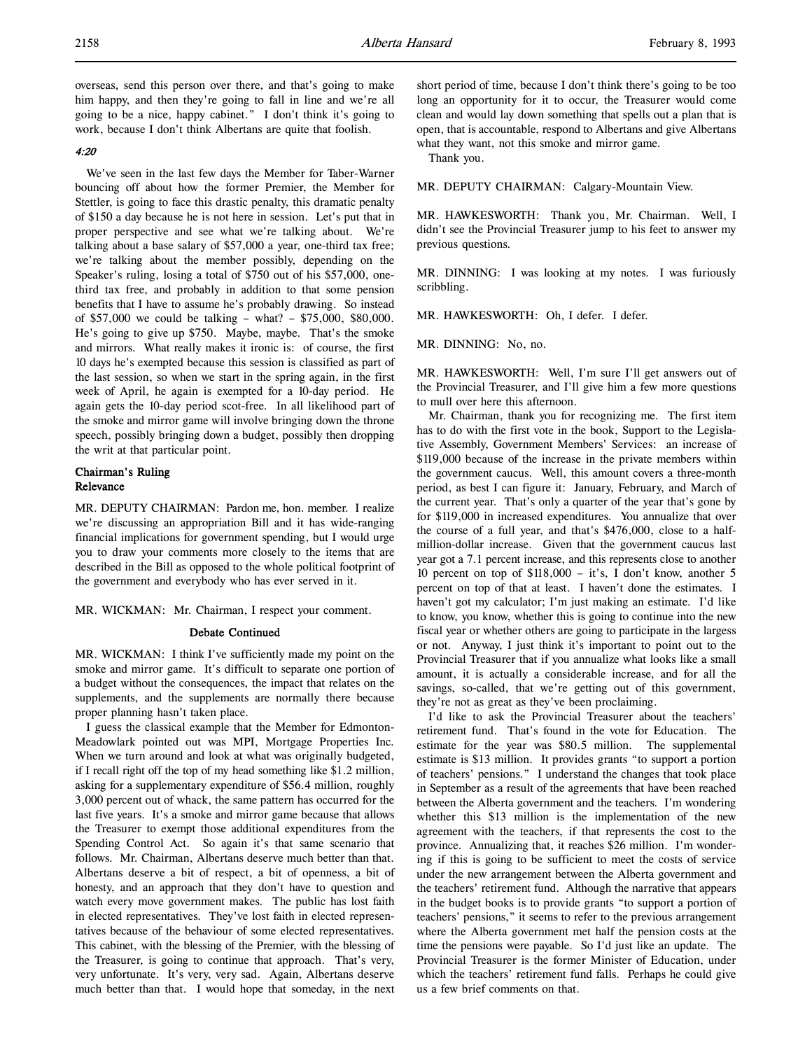overseas, send this person over there, and that's going to make him happy, and then they're going to fall in line and we're all going to be a nice, happy cabinet." I don't think it's going to work, because I don't think Albertans are quite that foolish.

*4:20*

We've seen in the last few days the Member for Taber-Warner bouncing off about how the former Premier, the Member for Stettler, is going to face this drastic penalty, this dramatic penalty of $150 a day because he is not here in session. Let's put that in proper perspective and see what we're talking about. We're talking about a base salary of $57,000 a year, one-third tax free; we're talking about the member possibly, depending on the Speaker's ruling, losing a total of $750 out of his $57,000, one-third tax free, and probably in addition to that some pension benefits that I have to assume he's probably drawing. So instead of $57,000 we could be talking – what? – $75,000, $80,000. He's going to give up $750. Maybe, maybe. That's the smoke and mirrors. What really makes it ironic is: of course, the first 10 days he's exempted because this session is classified as part of the last session, so when we start in the spring again, in the first week of April, he again is exempted for a 10-day period. He again gets the 10-day period scot-free. In all likelihood part of the smoke and mirror game will involve bringing down the throne speech, possibly bringing down a budget, possibly then dropping the writ at that particular point.

**Chairman's Ruling**
**Relevance**

MR. DEPUTY CHAIRMAN: Pardon me, hon. member. I realize we're discussing an appropriation Bill and it has wide-ranging financial implications for government spending, but I would urge you to draw your comments more closely to the items that are described in the Bill as opposed to the whole political footprint of the government and everybody who has ever served in it.

MR. WICKMAN: Mr. Chairman, I respect your comment.

**Debate Continued**

MR. WICKMAN: I think I've sufficiently made my point on the smoke and mirror game. It's difficult to separate one portion of a budget without the consequences, the impact that relates on the supplements, and the supplements are normally there because proper planning hasn't taken place.

I guess the classical example that the Member for Edmonton-Meadowlark pointed out was MPI, Mortgage Properties Inc. When we turn around and look at what was originally budgeted, if I recall right off the top of my head something like $1.2 million, asking for a supplementary expenditure of $56.4 million, roughly 3,000 percent out of whack, the same pattern has occurred for the last five years. It's a smoke and mirror game because that allows the Treasurer to exempt those additional expenditures from the Spending Control Act. So again it's that same scenario that follows. Mr. Chairman, Albertans deserve much better than that. Albertans deserve a bit of respect, a bit of openness, a bit of honesty, and an approach that they don't have to question and watch every move government makes. The public has lost faith in elected representatives. They've lost faith in elected representatives because of the behaviour of some elected representatives. This cabinet, with the blessing of the Premier, with the blessing of the Treasurer, is going to continue that approach. That's very, very unfortunate. It's very, very sad. Again, Albertans deserve much better than that. I would hope that someday, in the next short period of time, because I don't think there's going to be too long an opportunity for it to occur, the Treasurer would come clean and would lay down something that spells out a plan that is open, that is accountable, respond to Albertans and give Albertans what they want, not this smoke and mirror game.

Thank you.

MR. DEPUTY CHAIRMAN: Calgary-Mountain View.

MR. HAWKESWORTH: Thank you, Mr. Chairman. Well, I didn't see the Provincial Treasurer jump to his feet to answer my previous questions.

MR. DINNING: I was looking at my notes. I was furiously scribbling.

MR. HAWKESWORTH: Oh, I defer. I defer.

MR. DINNING: No, no.

MR. HAWKESWORTH: Well, I'm sure I'll get answers out of the Provincial Treasurer, and I'll give him a few more questions to mull over here this afternoon.

Mr. Chairman, thank you for recognizing me. The first item has to do with the first vote in the book, Support to the Legislative Assembly, Government Members' Services: an increase of $119,000 because of the increase in the private members within the government caucus. Well, this amount covers a three-month period, as best I can figure it: January, February, and March of the current year. That's only a quarter of the year that's gone by for $119,000 in increased expenditures. You annualize that over the course of a full year, and that's $476,000, close to a half-million-dollar increase. Given that the government caucus last year got a 7.1 percent increase, and this represents close to another 10 percent on top of $118,000 – it's, I don't know, another 5 percent on top of that at least. I haven't done the estimates. I haven't got my calculator; I'm just making an estimate. I'd like to know, you know, whether this is going to continue into the new fiscal year or whether others are going to participate in the largess or not. Anyway, I just think it's important to point out to the Provincial Treasurer that if you annualize what looks like a small amount, it is actually a considerable increase, and for all the savings, so-called, that we're getting out of this government, they're not as great as they've been proclaiming.

I'd like to ask the Provincial Treasurer about the teachers' retirement fund. That's found in the vote for Education. The estimate for the year was $80.5 million. The supplemental estimate is $13 million. It provides grants "to support a portion of teachers' pensions." I understand the changes that took place in September as a result of the agreements that have been reached between the Alberta government and the teachers. I'm wondering whether this $13 million is the implementation of the new agreement with the teachers, if that represents the cost to the province. Annualizing that, it reaches $26 million. I'm wondering if this is going to be sufficient to meet the costs of service under the new arrangement between the Alberta government and the teachers' retirement fund. Although the narrative that appears in the budget books is to provide grants "to support a portion of teachers' pensions," it seems to refer to the previous arrangement where the Alberta government met half the pension costs at the time the pensions were payable. So I'd just like an update. The Provincial Treasurer is the former Minister of Education, under which the teachers' retirement fund falls. Perhaps he could give us a few brief comments on that.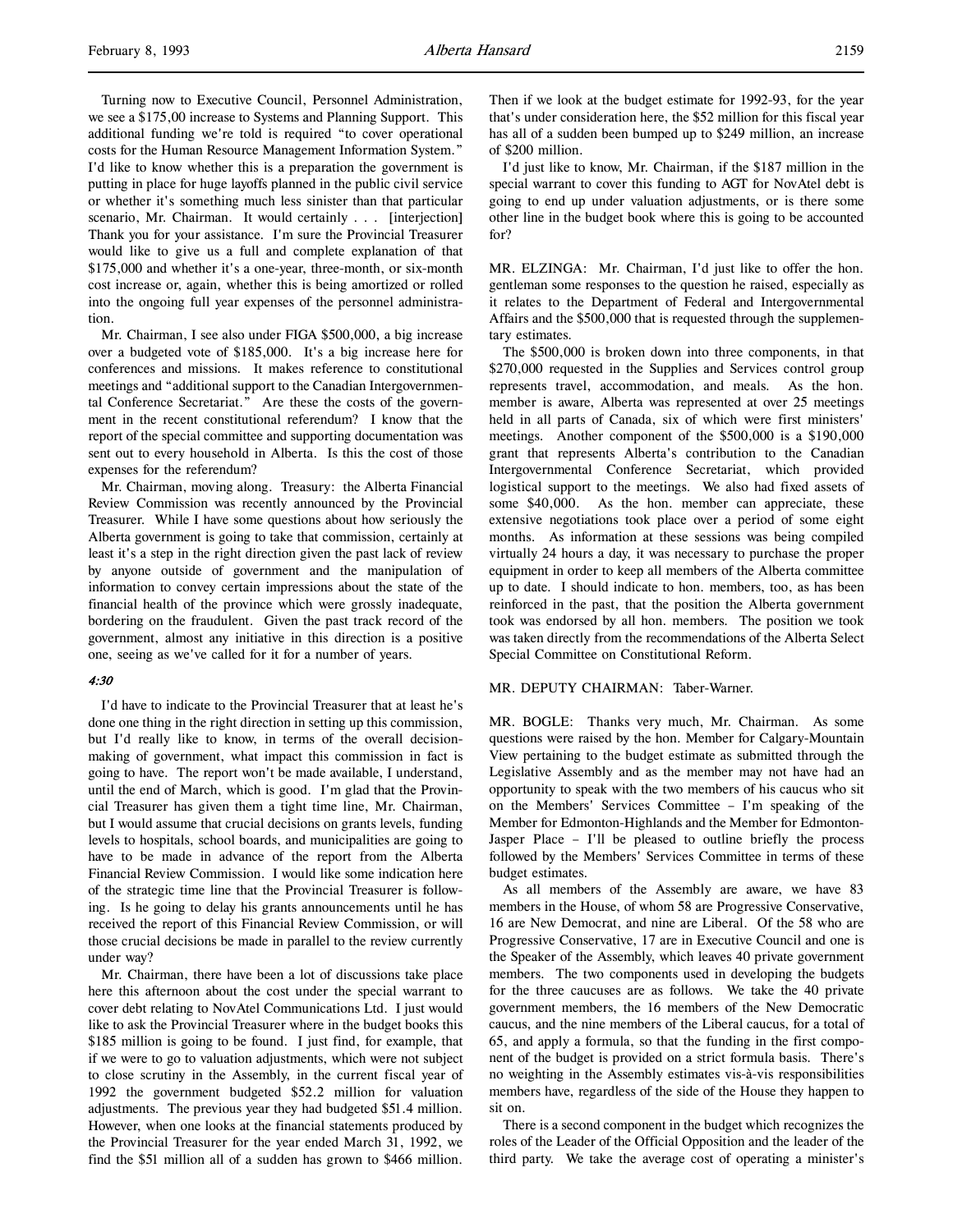Turning now to Executive Council, Personnel Administration, we see a $175,00 increase to Systems and Planning Support. This additional funding we're told is required "to cover operational costs for the Human Resource Management Information System." I'd like to know whether this is a preparation the government is putting in place for huge layoffs planned in the public civil service or whether it's something much less sinister than that particular scenario, Mr. Chairman. It would certainly . . . [interjection] Thank you for your assistance. I'm sure the Provincial Treasurer would like to give us a full and complete explanation of that $175,000 and whether it's a one-year, three-month, or six-month cost increase or, again, whether this is being amortized or rolled into the ongoing full year expenses of the personnel administration.

Mr. Chairman, I see also under FIGA $500,000, a big increase over a budgeted vote of $185,000. It's a big increase here for conferences and missions. It makes reference to constitutional meetings and "additional support to the Canadian Intergovernmental Conference Secretariat." Are these the costs of the government in the recent constitutional referendum? I know that the report of the special committee and supporting documentation was sent out to every household in Alberta. Is this the cost of those expenses for the referendum?

Mr. Chairman, moving along. Treasury: the Alberta Financial Review Commission was recently announced by the Provincial Treasurer. While I have some questions about how seriously the Alberta government is going to take that commission, certainly at least it's a step in the right direction given the past lack of review by anyone outside of government and the manipulation of information to convey certain impressions about the state of the financial health of the province which were grossly inadequate, bordering on the fraudulent. Given the past track record of the government, almost any initiative in this direction is a positive one, seeing as we've called for it for a number of years.

*4:30*

I'd have to indicate to the Provincial Treasurer that at least he's done one thing in the right direction in setting up this commission, but I'd really like to know, in terms of the overall decision-making of government, what impact this commission in fact is going to have. The report won't be made available, I understand, until the end of March, which is good. I'm glad that the Provincial Treasurer has given them a tight time line, Mr. Chairman, but I would assume that crucial decisions on grants levels, funding levels to hospitals, school boards, and municipalities are going to have to be made in advance of the report from the Alberta Financial Review Commission. I would like some indication here of the strategic time line that the Provincial Treasurer is following. Is he going to delay his grants announcements until he has received the report of this Financial Review Commission, or will those crucial decisions be made in parallel to the review currently under way?

Mr. Chairman, there have been a lot of discussions take place here this afternoon about the cost under the special warrant to cover debt relating to NovAtel Communications Ltd. I just would like to ask the Provincial Treasurer where in the budget books this $185 million is going to be found. I just find, for example, that if we were to go to valuation adjustments, which were not subject to close scrutiny in the Assembly, in the current fiscal year of 1992 the government budgeted $52.2 million for valuation adjustments. The previous year they had budgeted $51.4 million. However, when one looks at the financial statements produced by the Provincial Treasurer for the year ended March 31, 1992, we find the $51 million all of a sudden has grown to $466 million. Then if we look at the budget estimate for 1992-93, for the year that's under consideration here, the $52 million for this fiscal year has all of a sudden been bumped up to $249 million, an increase of $200 million.

I'd just like to know, Mr. Chairman, if the $187 million in the special warrant to cover this funding to AGT for NovAtel debt is going to end up under valuation adjustments, or is there some other line in the budget book where this is going to be accounted for?

MR. ELZINGA: Mr. Chairman, I'd just like to offer the hon. gentleman some responses to the question he raised, especially as it relates to the Department of Federal and Intergovernmental Affairs and the $500,000 that is requested through the supplementary estimates.

The $500,000 is broken down into three components, in that $270,000 requested in the Supplies and Services control group represents travel, accommodation, and meals. As the hon. member is aware, Alberta was represented at over 25 meetings held in all parts of Canada, six of which were first ministers' meetings. Another component of the $500,000 is a $190,000 grant that represents Alberta's contribution to the Canadian Intergovernmental Conference Secretariat, which provided logistical support to the meetings. We also had fixed assets of some $40,000. As the hon. member can appreciate, these extensive negotiations took place over a period of some eight months. As information at these sessions was being compiled virtually 24 hours a day, it was necessary to purchase the proper equipment in order to keep all members of the Alberta committee up to date. I should indicate to hon. members, too, as has been reinforced in the past, that the position the Alberta government took was endorsed by all hon. members. The position we took was taken directly from the recommendations of the Alberta Select Special Committee on Constitutional Reform.

MR. DEPUTY CHAIRMAN: Taber-Warner.

MR. BOGLE: Thanks very much, Mr. Chairman. As some questions were raised by the hon. Member for Calgary-Mountain View pertaining to the budget estimate as submitted through the Legislative Assembly and as the member may not have had an opportunity to speak with the two members of his caucus who sit on the Members' Services Committee – I'm speaking of the Member for Edmonton-Highlands and the Member for Edmonton-Jasper Place – I'll be pleased to outline briefly the process followed by the Members' Services Committee in terms of these budget estimates.

As all members of the Assembly are aware, we have 83 members in the House, of whom 58 are Progressive Conservative, 16 are New Democrat, and nine are Liberal. Of the 58 who are Progressive Conservative, 17 are in Executive Council and one is the Speaker of the Assembly, which leaves 40 private government members. The two components used in developing the budgets for the three caucuses are as follows. We take the 40 private government members, the 16 members of the New Democratic caucus, and the nine members of the Liberal caucus, for a total of 65, and apply a formula, so that the funding in the first component of the budget is provided on a strict formula basis. There's no weighting in the Assembly estimates vis-à-vis responsibilities members have, regardless of the side of the House they happen to sit on.

There is a second component in the budget which recognizes the roles of the Leader of the Official Opposition and the leader of the third party. We take the average cost of operating a minister's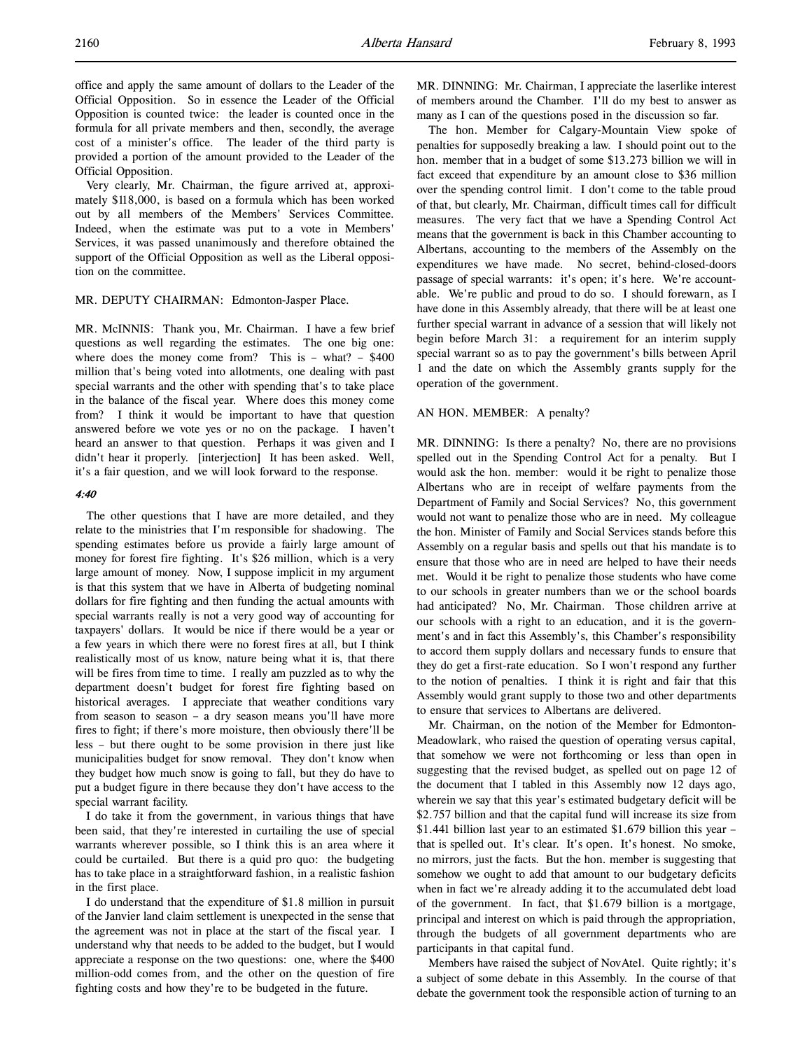office and apply the same amount of dollars to the Leader of the Official Opposition. So in essence the Leader of the Official Opposition is counted twice: the leader is counted once in the formula for all private members and then, secondly, the average cost of a minister's office. The leader of the third party is provided a portion of the amount provided to the Leader of the Official Opposition.

Very clearly, Mr. Chairman, the figure arrived at, approximately $118,000, is based on a formula which has been worked out by all members of the Members' Services Committee. Indeed, when the estimate was put to a vote in Members' Services, it was passed unanimously and therefore obtained the support of the Official Opposition as well as the Liberal opposition on the committee.

MR. DEPUTY CHAIRMAN: Edmonton-Jasper Place.

MR. McINNIS: Thank you, Mr. Chairman. I have a few brief questions as well regarding the estimates. The one big one: where does the money come from? This is – what? – $400 million that's being voted into allotments, one dealing with past special warrants and the other with spending that's to take place in the balance of the fiscal year. Where does this money come from? I think it would be important to have that question answered before we vote yes or no on the package. I haven't heard an answer to that question. Perhaps it was given and I didn't hear it properly. [interjection] It has been asked. Well, it's a fair question, and we will look forward to the response.

*4:40*

The other questions that I have are more detailed, and they relate to the ministries that I'm responsible for shadowing. The spending estimates before us provide a fairly large amount of money for forest fire fighting. It's $26 million, which is a very large amount of money. Now, I suppose implicit in my argument is that this system that we have in Alberta of budgeting nominal dollars for fire fighting and then funding the actual amounts with special warrants really is not a very good way of accounting for taxpayers' dollars. It would be nice if there would be a year or a few years in which there were no forest fires at all, but I think realistically most of us know, nature being what it is, that there will be fires from time to time. I really am puzzled as to why the department doesn't budget for forest fire fighting based on historical averages. I appreciate that weather conditions vary from season to season – a dry season means you'll have more fires to fight; if there's more moisture, then obviously there'll be less – but there ought to be some provision in there just like municipalities budget for snow removal. They don't know when they budget how much snow is going to fall, but they do have to put a budget figure in there because they don't have access to the special warrant facility.

I do take it from the government, in various things that have been said, that they're interested in curtailing the use of special warrants wherever possible, so I think this is an area where it could be curtailed. But there is a quid pro quo: the budgeting has to take place in a straightforward fashion, in a realistic fashion in the first place.

I do understand that the expenditure of $1.8 million in pursuit of the Janvier land claim settlement is unexpected in the sense that the agreement was not in place at the start of the fiscal year. I understand why that needs to be added to the budget, but I would appreciate a response on the two questions: one, where the $400 million-odd comes from, and the other on the question of fire fighting costs and how they're to be budgeted in the future.

MR. DINNING: Mr. Chairman, I appreciate the laserlike interest of members around the Chamber. I'll do my best to answer as many as I can of the questions posed in the discussion so far.

The hon. Member for Calgary-Mountain View spoke of penalties for supposedly breaking a law. I should point out to the hon. member that in a budget of some $13.273 billion we will in fact exceed that expenditure by an amount close to $36 million over the spending control limit. I don't come to the table proud of that, but clearly, Mr. Chairman, difficult times call for difficult measures. The very fact that we have a Spending Control Act means that the government is back in this Chamber accounting to Albertans, accounting to the members of the Assembly on the expenditures we have made. No secret, behind-closed-doors passage of special warrants: it's open; it's here. We're accountable. We're public and proud to do so. I should forewarn, as I have done in this Assembly already, that there will be at least one further special warrant in advance of a session that will likely not begin before March 31: a requirement for an interim supply special warrant so as to pay the government's bills between April 1 and the date on which the Assembly grants supply for the operation of the government.

AN HON. MEMBER: A penalty?

MR. DINNING: Is there a penalty? No, there are no provisions spelled out in the Spending Control Act for a penalty. But I would ask the hon. member: would it be right to penalize those Albertans who are in receipt of welfare payments from the Department of Family and Social Services? No, this government would not want to penalize those who are in need. My colleague the hon. Minister of Family and Social Services stands before this Assembly on a regular basis and spells out that his mandate is to ensure that those who are in need are helped to have their needs met. Would it be right to penalize those students who have come to our schools in greater numbers than we or the school boards had anticipated? No, Mr. Chairman. Those children arrive at our schools with a right to an education, and it is the government's and in fact this Assembly's, this Chamber's responsibility to accord them supply dollars and necessary funds to ensure that they do get a first-rate education. So I won't respond any further to the notion of penalties. I think it is right and fair that this Assembly would grant supply to those two and other departments to ensure that services to Albertans are delivered.

Mr. Chairman, on the notion of the Member for Edmonton-Meadowlark, who raised the question of operating versus capital, that somehow we were not forthcoming or less than open in suggesting that the revised budget, as spelled out on page 12 of the document that I tabled in this Assembly now 12 days ago, wherein we say that this year's estimated budgetary deficit will be $2.757 billion and that the capital fund will increase its size from $1.441 billion last year to an estimated $1.679 billion this year – that is spelled out. It's clear. It's open. It's honest. No smoke, no mirrors, just the facts. But the hon. member is suggesting that somehow we ought to add that amount to our budgetary deficits when in fact we're already adding it to the accumulated debt load of the government. In fact, that $1.679 billion is a mortgage, principal and interest on which is paid through the appropriation, through the budgets of all government departments who are participants in that capital fund.

Members have raised the subject of NovAtel. Quite rightly; it's a subject of some debate in this Assembly. In the course of that debate the government took the responsible action of turning to an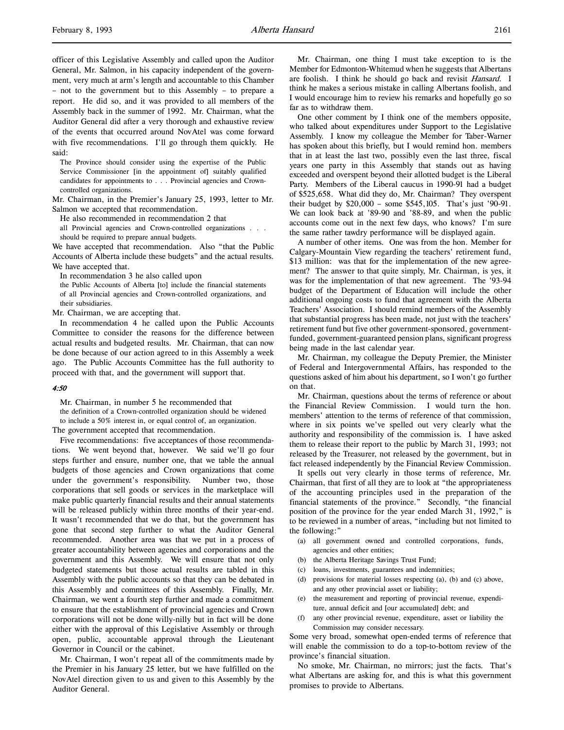officer of this Legislative Assembly and called upon the Auditor General, Mr. Salmon, in his capacity independent of the government, very much at arm's length and accountable to this Chamber – not to the government but to this Assembly – to prepare a report. He did so, and it was provided to all members of the Assembly back in the summer of 1992. Mr. Chairman, what the Auditor General did after a very thorough and exhaustive review of the events that occurred around NovAtel was come forward with five recommendations. I'll go through them quickly. He said:

> The Province should consider using the expertise of the Public Service Commissioner [in the appointment of] suitably qualified candidates for appointments to . . . Provincial agencies and Crown-controlled organizations.

Mr. Chairman, in the Premier's January 25, 1993, letter to Mr. Salmon we accepted that recommendation.

He also recommended in recommendation 2 that

> all Provincial agencies and Crown-controlled organizations . . . should be required to prepare annual budgets.

We have accepted that recommendation. Also "that the Public Accounts of Alberta include these budgets" and the actual results. We have accepted that.

In recommendation 3 he also called upon

> the Public Accounts of Alberta [to] include the financial statements of all Provincial agencies and Crown-controlled organizations, and their subsidiaries.

Mr. Chairman, we are accepting that.

In recommendation 4 he called upon the Public Accounts Committee to consider the reasons for the difference between actual results and budgeted results. Mr. Chairman, that can now be done because of our action agreed to in this Assembly a week ago. The Public Accounts Committee has the full authority to proceed with that, and the government will support that.

*4:50*

Mr. Chairman, in number 5 he recommended that

> the definition of a Crown-controlled organization should be widened to include a 50% interest in, or equal control of, an organization.

The government accepted that recommendation.

Five recommendations: five acceptances of those recommendations. We went beyond that, however. We said we'll go four steps further and ensure, number one, that we table the annual budgets of those agencies and Crown organizations that come under the government's responsibility. Number two, those corporations that sell goods or services in the marketplace will make public quarterly financial results and their annual statements will be released publicly within three months of their year-end. It wasn't recommended that we do that, but the government has gone that second step further to what the Auditor General recommended. Another area was that we put in a process of greater accountability between agencies and corporations and the government and this Assembly. We will ensure that not only budgeted statements but those actual results are tabled in this Assembly with the public accounts so that they can be debated in this Assembly and committees of this Assembly. Finally, Mr. Chairman, we went a fourth step further and made a commitment to ensure that the establishment of provincial agencies and Crown corporations will not be done willy-nilly but in fact will be done either with the approval of this Legislative Assembly or through open, public, accountable approval through the Lieutenant Governor in Council or the cabinet.

Mr. Chairman, I won't repeat all of the commitments made by the Premier in his January 25 letter, but we have fulfilled on the NovAtel direction given to us and given to this Assembly by the Auditor General.

Mr. Chairman, one thing I must take exception to is the Member for Edmonton-Whitemud when he suggests that Albertans are foolish. I think he should go back and revisit *Hansard*. I think he makes a serious mistake in calling Albertans foolish, and I would encourage him to review his remarks and hopefully go so far as to withdraw them.

One other comment by I think one of the members opposite, who talked about expenditures under Support to the Legislative Assembly. I know my colleague the Member for Taber-Warner has spoken about this briefly, but I would remind hon. members that in at least the last two, possibly even the last three, fiscal years one party in this Assembly that stands out as having exceeded and overspent beyond their allotted budget is the Liberal Party. Members of the Liberal caucus in 1990-91 had a budget of $525,658. What did they do, Mr. Chairman? They overspent their budget by $20,000 – some $545,105. That's just '90-91. We can look back at '89-90 and '88-89, and when the public accounts come out in the next few days, who knows? I'm sure the same rather tawdry performance will be displayed again.

A number of other items. One was from the hon. Member for Calgary-Mountain View regarding the teachers' retirement fund, $13 million: was that for the implementation of the new agreement? The answer to that quite simply, Mr. Chairman, is yes, it was for the implementation of that new agreement. The '93-94 budget of the Department of Education will include the other additional ongoing costs to fund that agreement with the Alberta Teachers' Association. I should remind members of the Assembly that substantial progress has been made, not just with the teachers' retirement fund but five other government-sponsored, government-funded, government-guaranteed pension plans, significant progress being made in the last calendar year.

Mr. Chairman, my colleague the Deputy Premier, the Minister of Federal and Intergovernmental Affairs, has responded to the questions asked of him about his department, so I won't go further on that.

Mr. Chairman, questions about the terms of reference or about the Financial Review Commission. I would turn the hon. members' attention to the terms of reference of that commission, where in six points we've spelled out very clearly what the authority and responsibility of the commission is. I have asked them to release their report to the public by March 31, 1993; not released by the Treasurer, not released by the government, but in fact released independently by the Financial Review Commission.

It spells out very clearly in those terms of reference, Mr. Chairman, that first of all they are to look at "the appropriateness of the accounting principles used in the preparation of the financial statements of the province." Secondly, "the financial position of the province for the year ended March 31, 1992," is to be reviewed in a number of areas, "including but not limited to the following:"

> (a) all government owned and controlled corporations, funds, agencies and other entities;
> (b) the Alberta Heritage Savings Trust Fund;
> (c) loans, investments, guarantees and indemnities;
> (d) provisions for material losses respecting (a), (b) and (c) above, and any other provincial asset or liability;
> (e) the measurement and reporting of provincial revenue, expenditure, annual deficit and [our accumulated] debt; and
> (f) any other provincial revenue, expenditure, asset or liability the Commission may consider necessary.

Some very broad, somewhat open-ended terms of reference that will enable the commission to do a top-to-bottom review of the province's financial situation.

No smoke, Mr. Chairman, no mirrors; just the facts. That's what Albertans are asking for, and this is what this government promises to provide to Albertans.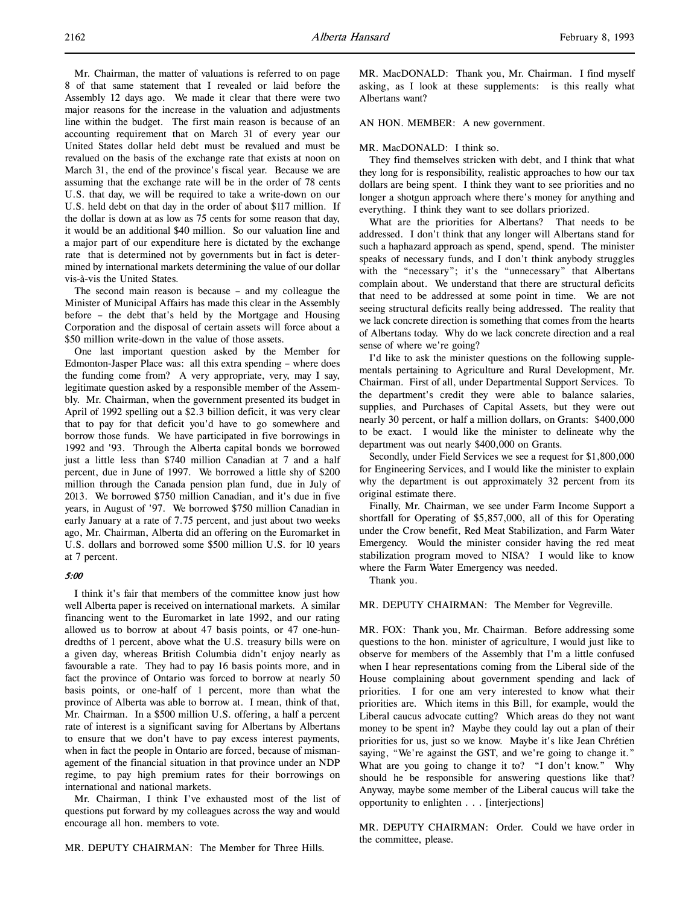Mr. Chairman, the matter of valuations is referred to on page 8 of that same statement that I revealed or laid before the Assembly 12 days ago. We made it clear that there were two major reasons for the increase in the valuation and adjustments line within the budget. The first main reason is because of an accounting requirement that on March 31 of every year our United States dollar held debt must be revalued and must be revalued on the basis of the exchange rate that exists at noon on March 31, the end of the province's fiscal year. Because we are assuming that the exchange rate will be in the order of 78 cents U.S. that day, we will be required to take a write-down on our U.S. held debt on that day in the order of about $117 million. If the dollar is down at as low as 75 cents for some reason that day, it would be an additional $40 million. So our valuation line and a major part of our expenditure here is dictated by the exchange rate that is determined not by governments but in fact is determined by international markets determining the value of our dollar vis-à-vis the United States.

The second main reason is because – and my colleague the Minister of Municipal Affairs has made this clear in the Assembly before – the debt that's held by the Mortgage and Housing Corporation and the disposal of certain assets will force about a $50 million write-down in the value of those assets.

One last important question asked by the Member for Edmonton-Jasper Place was: all this extra spending – where does the funding come from? A very appropriate, very, may I say, legitimate question asked by a responsible member of the Assembly. Mr. Chairman, when the government presented its budget in April of 1992 spelling out a $2.3 billion deficit, it was very clear that to pay for that deficit you'd have to go somewhere and borrow those funds. We have participated in five borrowings in 1992 and '93. Through the Alberta capital bonds we borrowed just a little less than $740 million Canadian at 7 and a half percent, due in June of 1997. We borrowed a little shy of $200 million through the Canada pension plan fund, due in July of 2013. We borrowed $750 million Canadian, and it's due in five years, in August of '97. We borrowed $750 million Canadian in early January at a rate of 7.75 percent, and just about two weeks ago, Mr. Chairman, Alberta did an offering on the Euromarket in U.S. dollars and borrowed some $500 million U.S. for 10 years at 7 percent.

*5:00*

I think it's fair that members of the committee know just how well Alberta paper is received on international markets. A similar financing went to the Euromarket in late 1992, and our rating allowed us to borrow at about 47 basis points, or 47 one-hundredths of 1 percent, above what the U.S. treasury bills were on a given day, whereas British Columbia didn't enjoy nearly as favourable a rate. They had to pay 16 basis points more, and in fact the province of Ontario was forced to borrow at nearly 50 basis points, or one-half of 1 percent, more than what the province of Alberta was able to borrow at. I mean, think of that, Mr. Chairman. In a $500 million U.S. offering, a half a percent rate of interest is a significant saving for Albertans by Albertans to ensure that we don't have to pay excess interest payments, when in fact the people in Ontario are forced, because of mismanagement of the financial situation in that province under an NDP regime, to pay high premium rates for their borrowings on international and national markets.

Mr. Chairman, I think I've exhausted most of the list of questions put forward by my colleagues across the way and would encourage all hon. members to vote.

MR. DEPUTY CHAIRMAN: The Member for Three Hills.

MR. MacDONALD: Thank you, Mr. Chairman. I find myself asking, as I look at these supplements: is this really what Albertans want?

AN HON. MEMBER: A new government.

MR. MacDONALD: I think so.

They find themselves stricken with debt, and I think that what they long for is responsibility, realistic approaches to how our tax dollars are being spent. I think they want to see priorities and no longer a shotgun approach where there's money for anything and everything. I think they want to see dollars priorized.

What are the priorities for Albertans? That needs to be addressed. I don't think that any longer will Albertans stand for such a haphazard approach as spend, spend, spend. The minister speaks of necessary funds, and I don't think anybody struggles with the "necessary"; it's the "unnecessary" that Albertans complain about. We understand that there are structural deficits that need to be addressed at some point in time. We are not seeing structural deficits really being addressed. The reality that we lack concrete direction is something that comes from the hearts of Albertans today. Why do we lack concrete direction and a real sense of where we're going?

I'd like to ask the minister questions on the following supplementals pertaining to Agriculture and Rural Development, Mr. Chairman. First of all, under Departmental Support Services. To the department's credit they were able to balance salaries, supplies, and Purchases of Capital Assets, but they were out nearly 30 percent, or half a million dollars, on Grants: $400,000 to be exact. I would like the minister to delineate why the department was out nearly $400,000 on Grants.

Secondly, under Field Services we see a request for $1,800,000 for Engineering Services, and I would like the minister to explain why the department is out approximately 32 percent from its original estimate there.

Finally, Mr. Chairman, we see under Farm Income Support a shortfall for Operating of $5,857,000, all of this for Operating under the Crow benefit, Red Meat Stabilization, and Farm Water Emergency. Would the minister consider having the red meat stabilization program moved to NISA? I would like to know where the Farm Water Emergency was needed.

Thank you.

MR. DEPUTY CHAIRMAN: The Member for Vegreville.

MR. FOX: Thank you, Mr. Chairman. Before addressing some questions to the hon. minister of agriculture, I would just like to observe for members of the Assembly that I'm a little confused when I hear representations coming from the Liberal side of the House complaining about government spending and lack of priorities. I for one am very interested to know what their priorities are. Which items in this Bill, for example, would the Liberal caucus advocate cutting? Which areas do they not want money to be spent in? Maybe they could lay out a plan of their priorities for us, just so we know. Maybe it's like Jean Chrétien saying, "We're against the GST, and we're going to change it." What are you going to change it to? "I don't know." Why should he be responsible for answering questions like that? Anyway, maybe some member of the Liberal caucus will take the opportunity to enlighten . . . [interjections]

MR. DEPUTY CHAIRMAN: Order. Could we have order in the committee, please.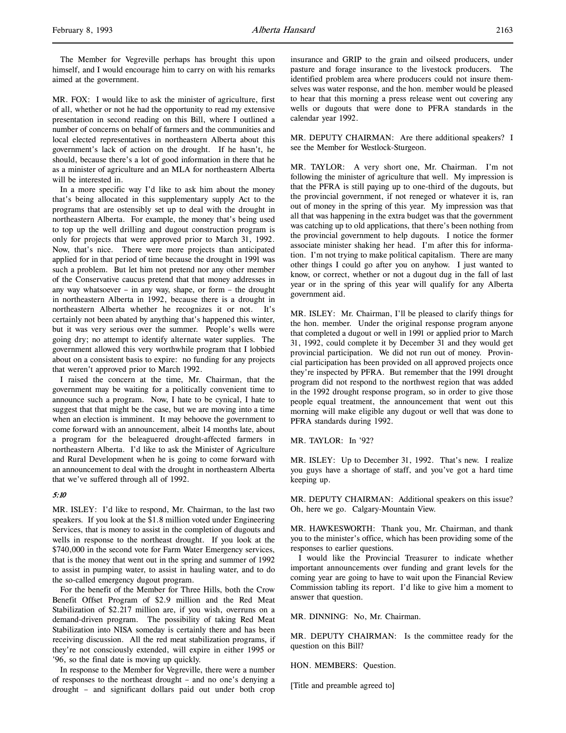The Member for Vegreville perhaps has brought this upon himself, and I would encourage him to carry on with his remarks aimed at the government.

MR. FOX: I would like to ask the minister of agriculture, first of all, whether or not he had the opportunity to read my extensive presentation in second reading on this Bill, where I outlined a number of concerns on behalf of farmers and the communities and local elected representatives in northeastern Alberta about this government's lack of action on the drought. If he hasn't, he should, because there's a lot of good information in there that he as a minister of agriculture and an MLA for northeastern Alberta will be interested in.

In a more specific way I'd like to ask him about the money that's being allocated in this supplementary supply Act to the programs that are ostensibly set up to deal with the drought in northeastern Alberta. For example, the money that's being used to top up the well drilling and dugout construction program is only for projects that were approved prior to March 31, 1992. Now, that's nice. There were more projects than anticipated applied for in that period of time because the drought in 1991 was such a problem. But let him not pretend nor any other member of the Conservative caucus pretend that that money addresses in any way whatsoever – in any way, shape, or form – the drought in northeastern Alberta in 1992, because there is a drought in northeastern Alberta whether he recognizes it or not. It's certainly not been abated by anything that's happened this winter, but it was very serious over the summer. People's wells were going dry; no attempt to identify alternate water supplies. The government allowed this very worthwhile program that I lobbied about on a consistent basis to expire: no funding for any projects that weren't approved prior to March 1992.

I raised the concern at the time, Mr. Chairman, that the government may be waiting for a politically convenient time to announce such a program. Now, I hate to be cynical, I hate to suggest that that might be the case, but we are moving into a time when an election is imminent. It may behoove the government to come forward with an announcement, albeit 14 months late, about a program for the beleaguered drought-affected farmers in northeastern Alberta. I'd like to ask the Minister of Agriculture and Rural Development when he is going to come forward with an announcement to deal with the drought in northeastern Alberta that we've suffered through all of 1992.

*5:10*

MR. ISLEY: I'd like to respond, Mr. Chairman, to the last two speakers. If you look at the $1.8 million voted under Engineering Services, that is money to assist in the completion of dugouts and wells in response to the northeast drought. If you look at the $740,000 in the second vote for Farm Water Emergency services, that is the money that went out in the spring and summer of 1992 to assist in pumping water, to assist in hauling water, and to do the so-called emergency dugout program.

For the benefit of the Member for Three Hills, both the Crow Benefit Offset Program of $2.9 million and the Red Meat Stabilization of $2.217 million are, if you wish, overruns on a demand-driven program. The possibility of taking Red Meat Stabilization into NISA someday is certainly there and has been receiving discussion. All the red meat stabilization programs, if they're not consciously extended, will expire in either 1995 or '96, so the final date is moving up quickly.

In response to the Member for Vegreville, there were a number of responses to the northeast drought – and no one's denying a drought – and significant dollars paid out under both crop insurance and GRIP to the grain and oilseed producers, under pasture and forage insurance to the livestock producers. The identified problem area where producers could not insure themselves was water response, and the hon. member would be pleased to hear that this morning a press release went out covering any wells or dugouts that were done to PFRA standards in the calendar year 1992.

MR. DEPUTY CHAIRMAN: Are there additional speakers? I see the Member for Westlock-Sturgeon.

MR. TAYLOR: A very short one, Mr. Chairman. I'm not following the minister of agriculture that well. My impression is that the PFRA is still paying up to one-third of the dugouts, but the provincial government, if not reneged or whatever it is, ran out of money in the spring of this year. My impression was that all that was happening in the extra budget was that the government was catching up to old applications, that there's been nothing from the provincial government to help dugouts. I notice the former associate minister shaking her head. I'm after this for information. I'm not trying to make political capitalism. There are many other things I could go after you on anyhow. I just wanted to know, or correct, whether or not a dugout dug in the fall of last year or in the spring of this year will qualify for any Alberta government aid.

MR. ISLEY: Mr. Chairman, I'll be pleased to clarify things for the hon. member. Under the original response program anyone that completed a dugout or well in 1991 or applied prior to March 31, 1992, could complete it by December 31 and they would get provincial participation. We did not run out of money. Provincial participation has been provided on all approved projects once they're inspected by PFRA. But remember that the 1991 drought program did not respond to the northwest region that was added in the 1992 drought response program, so in order to give those people equal treatment, the announcement that went out this morning will make eligible any dugout or well that was done to PFRA standards during 1992.

MR. TAYLOR: In '92?

MR. ISLEY: Up to December 31, 1992. That's new. I realize you guys have a shortage of staff, and you've got a hard time keeping up.

MR. DEPUTY CHAIRMAN: Additional speakers on this issue? Oh, here we go. Calgary-Mountain View.

MR. HAWKESWORTH: Thank you, Mr. Chairman, and thank you to the minister's office, which has been providing some of the responses to earlier questions.

I would like the Provincial Treasurer to indicate whether important announcements over funding and grant levels for the coming year are going to have to wait upon the Financial Review Commission tabling its report. I'd like to give him a moment to answer that question.

MR. DINNING: No, Mr. Chairman.

MR. DEPUTY CHAIRMAN: Is the committee ready for the question on this Bill?

HON. MEMBERS: Question.

[Title and preamble agreed to]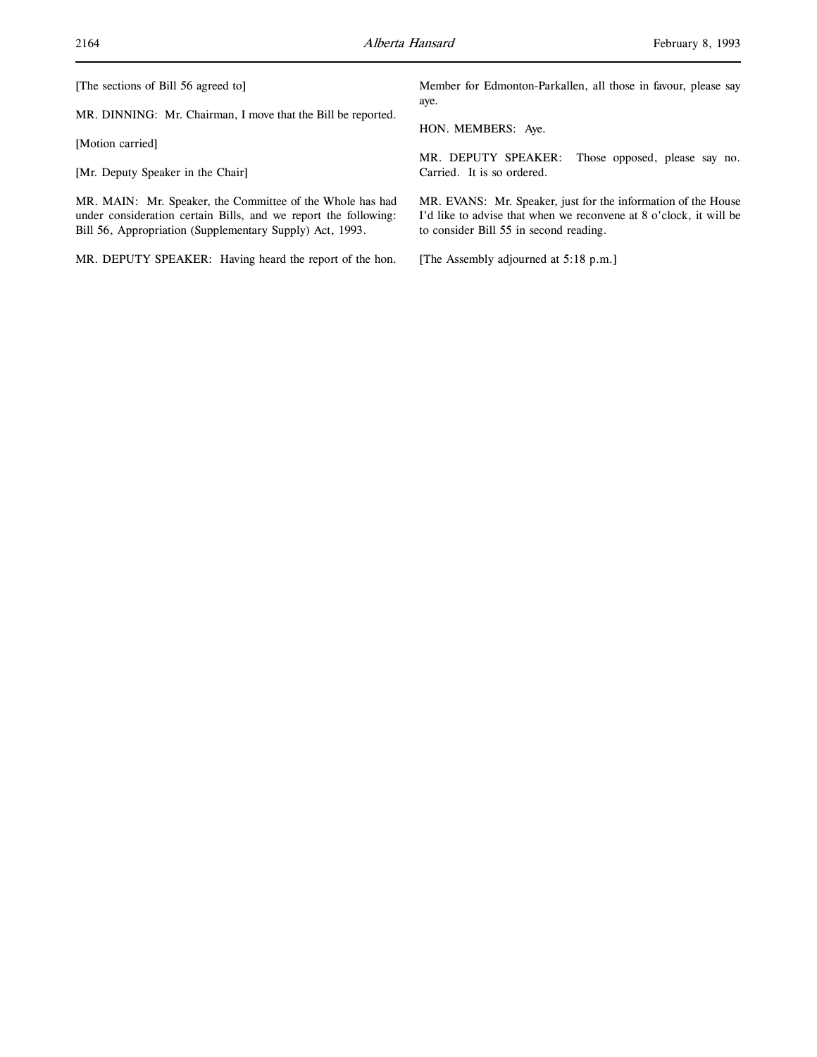[The sections of Bill 56 agreed to]

MR. DINNING: Mr. Chairman, I move that the Bill be reported.

[Motion carried]

[Mr. Deputy Speaker in the Chair]

MR. MAIN: Mr. Speaker, the Committee of the Whole has had under consideration certain Bills, and we report the following: Bill 56, Appropriation (Supplementary Supply) Act, 1993.

MR. DEPUTY SPEAKER: Having heard the report of the hon. Member for Edmonton-Parkallen, all those in favour, please say aye.

HON. MEMBERS: Aye.

MR. DEPUTY SPEAKER: Those opposed, please say no. Carried. It is so ordered.

MR. EVANS: Mr. Speaker, just for the information of the House I'd like to advise that when we reconvene at 8 o'clock, it will be to consider Bill 55 in second reading.

[The Assembly adjourned at 5:18 p.m.]